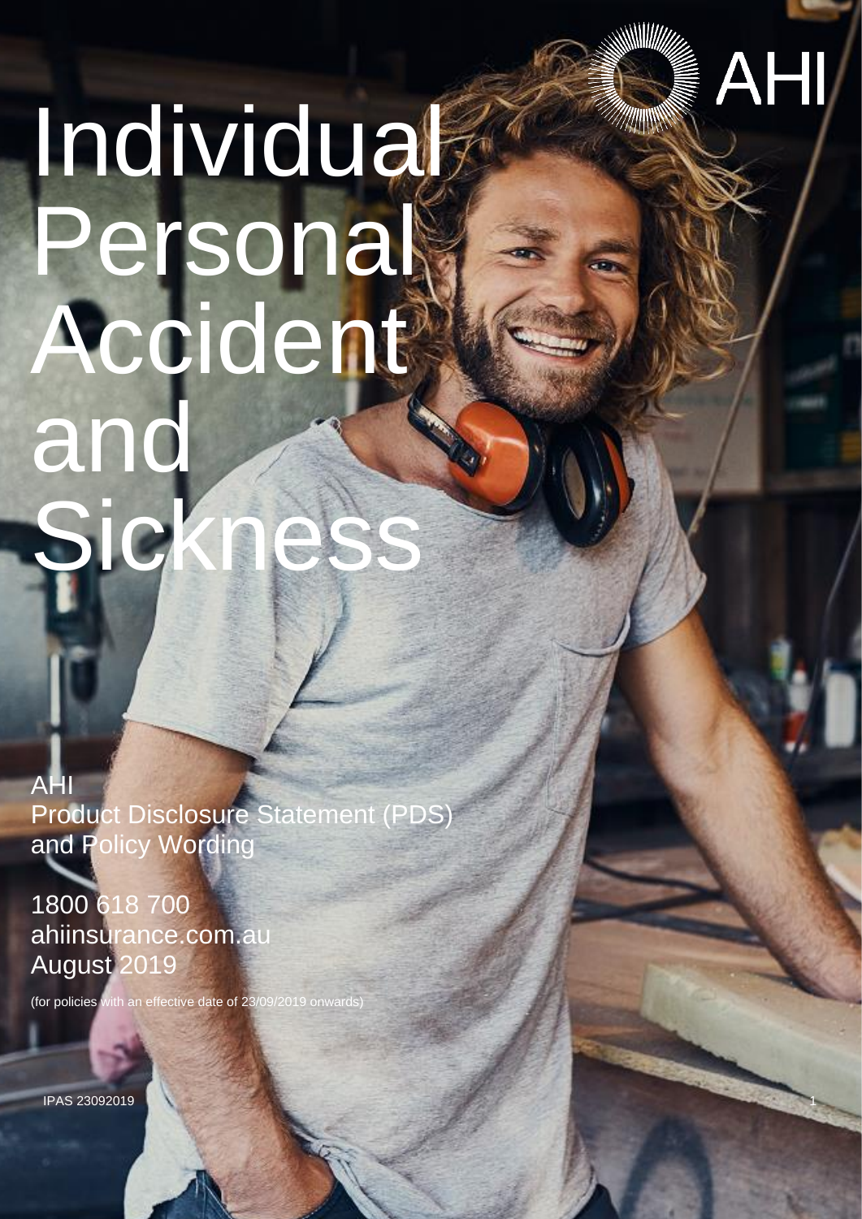AHI

# Individual Personal Accident and Sickness

AHI

Product Disclosure Statement (PDS) and Policy Wording

1800 618 700

ahiinsurance.com.au

August 2019

(for policies with an effective date of 23/09/2019 onwards)

IPAS 23092019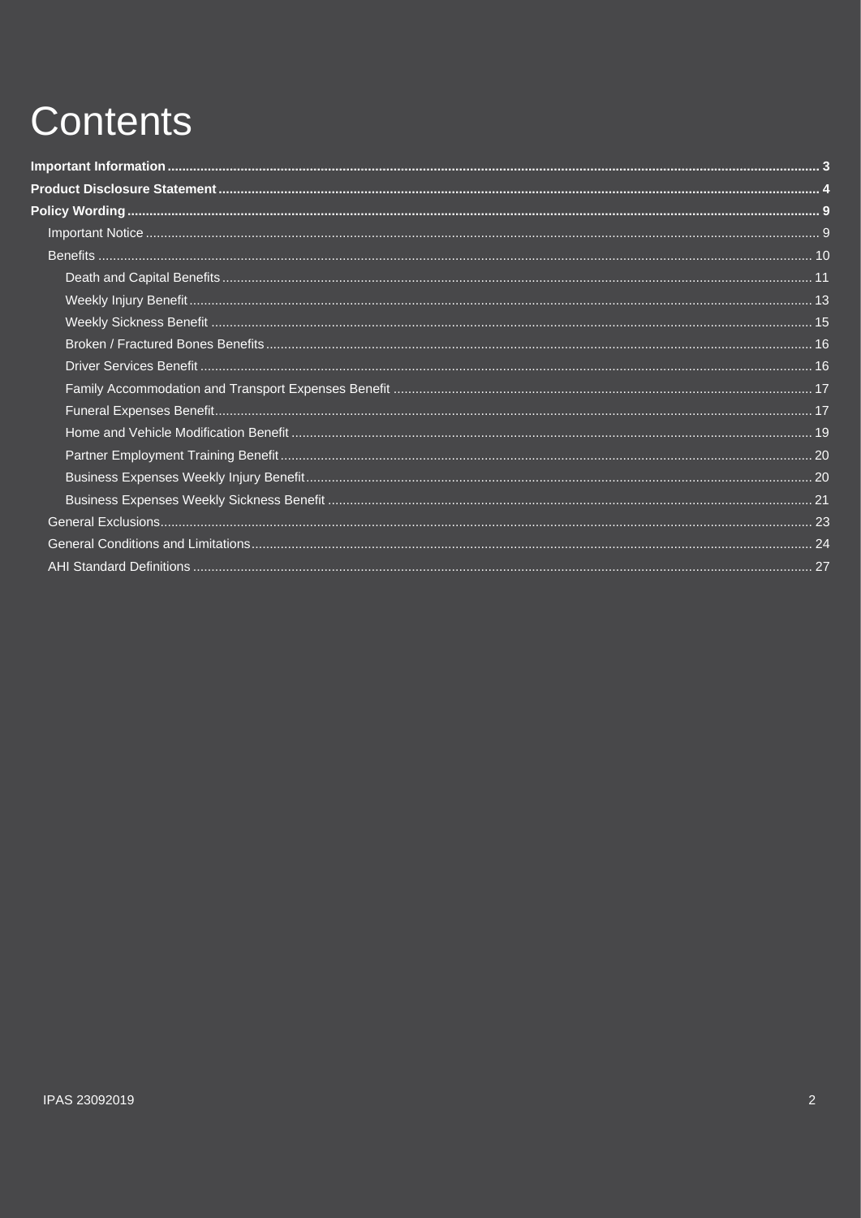# Contents

**Important Information** .......... **3**
**Product Disclosure Statement** .......... **4**
**Policy Wording** .......... **9**

- Important Notice .......... 9
- Benefits .......... 10
  - Death and Capital Benefits .......... 11
  - Weekly Injury Benefit .......... 13
  - Weekly Sickness Benefit .......... 15
  - Broken / Fractured Bones Benefits .......... 16
  - Driver Services Benefit .......... 16
  - Family Accommodation and Transport Expenses Benefit .......... 17
  - Funeral Expenses Benefit .......... 17
  - Home and Vehicle Modification Benefit .......... 19
  - Partner Employment Training Benefit .......... 20
  - Business Expenses Weekly Injury Benefit .......... 20
  - Business Expenses Weekly Sickness Benefit .......... 21
- General Exclusions .......... 23
- General Conditions and Limitations .......... 24
- AHI Standard Definitions .......... 27

IPAS 23092019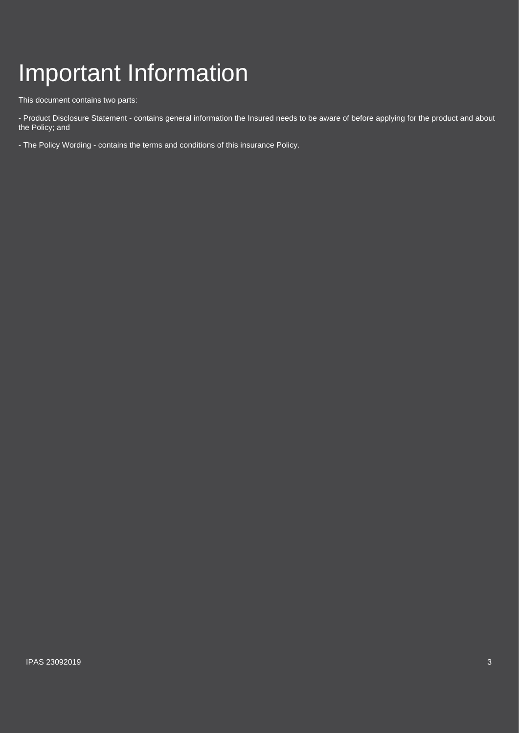# Important Information

This document contains two parts:

- Product Disclosure Statement - contains general information the Insured needs to be aware of before applying for the product and about the Policy; and

- The Policy Wording - contains the terms and conditions of this insurance Policy.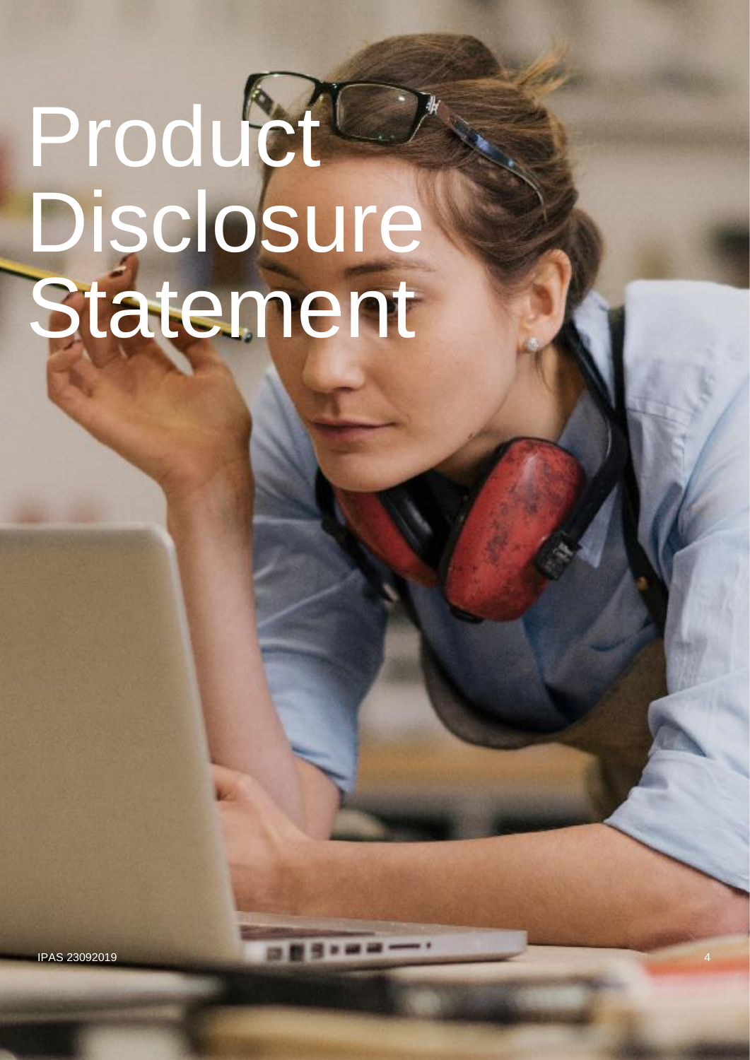# Product Disclosure Statement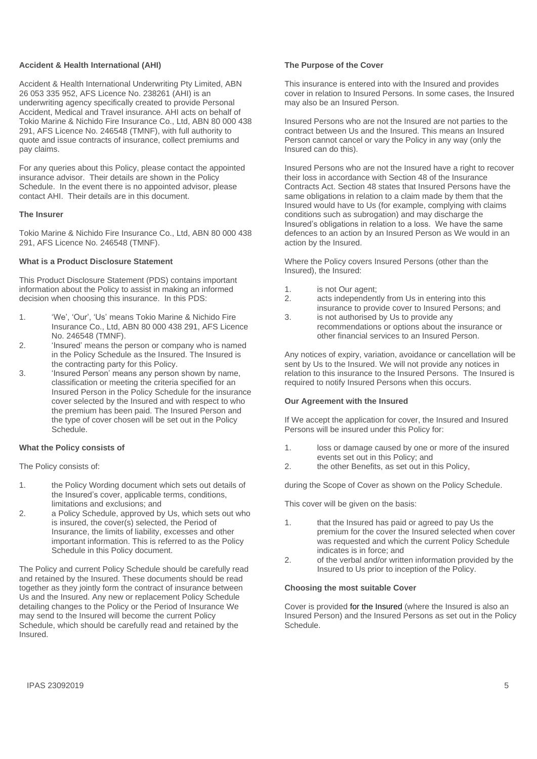**Accident & Health International (AHI)**

Accident & Health International Underwriting Pty Limited, ABN 26 053 335 952, AFS Licence No. 238261 (AHI) is an underwriting agency specifically created to provide Personal Accident, Medical and Travel insurance. AHI acts on behalf of Tokio Marine & Nichido Fire Insurance Co., Ltd, ABN 80 000 438 291, AFS Licence No. 246548 (TMNF), with full authority to quote and issue contracts of insurance, collect premiums and pay claims.

For any queries about this Policy, please contact the appointed insurance advisor. Their details are shown in the Policy Schedule. In the event there is no appointed advisor, please contact AHI. Their details are in this document.

**The Insurer**

Tokio Marine & Nichido Fire Insurance Co., Ltd, ABN 80 000 438 291, AFS Licence No. 246548 (TMNF).

**What is a Product Disclosure Statement**

This Product Disclosure Statement (PDS) contains important information about the Policy to assist in making an informed decision when choosing this insurance. In this PDS:

1. 'We', 'Our', 'Us' means Tokio Marine & Nichido Fire Insurance Co., Ltd, ABN 80 000 438 291, AFS Licence No. 246548 (TMNF).
2. 'Insured' means the person or company who is named in the Policy Schedule as the Insured. The Insured is the contracting party for this Policy.
3. 'Insured Person' means any person shown by name, classification or meeting the criteria specified for an Insured Person in the Policy Schedule for the insurance cover selected by the Insured and with respect to who the premium has been paid. The Insured Person and the type of cover chosen will be set out in the Policy Schedule.

**What the Policy consists of**

The Policy consists of:

1. the Policy Wording document which sets out details of the Insured's cover, applicable terms, conditions, limitations and exclusions; and
2. a Policy Schedule, approved by Us, which sets out who is insured, the cover(s) selected, the Period of Insurance, the limits of liability, excesses and other important information. This is referred to as the Policy Schedule in this Policy document.

The Policy and current Policy Schedule should be carefully read and retained by the Insured. These documents should be read together as they jointly form the contract of insurance between Us and the Insured. Any new or replacement Policy Schedule detailing changes to the Policy or the Period of Insurance We may send to the Insured will become the current Policy Schedule, which should be carefully read and retained by the Insured.

**The Purpose of the Cover**

This insurance is entered into with the Insured and provides cover in relation to Insured Persons. In some cases, the Insured may also be an Insured Person.

Insured Persons who are not the Insured are not parties to the contract between Us and the Insured. This means an Insured Person cannot cancel or vary the Policy in any way (only the Insured can do this).

Insured Persons who are not the Insured have a right to recover their loss in accordance with Section 48 of the Insurance Contracts Act. Section 48 states that Insured Persons have the same obligations in relation to a claim made by them that the Insured would have to Us (for example, complying with claims conditions such as subrogation) and may discharge the Insured's obligations in relation to a loss. We have the same defences to an action by an Insured Person as We would in an action by the Insured.

Where the Policy covers Insured Persons (other than the Insured), the Insured:

1. is not Our agent;
2. acts independently from Us in entering into this insurance to provide cover to Insured Persons; and
3. is not authorised by Us to provide any recommendations or options about the insurance or other financial services to an Insured Person.

Any notices of expiry, variation, avoidance or cancellation will be sent by Us to the Insured. We will not provide any notices in relation to this insurance to the Insured Persons. The Insured is required to notify Insured Persons when this occurs.

**Our Agreement with the Insured**

If We accept the application for cover, the Insured and Insured Persons will be insured under this Policy for:

1. loss or damage caused by one or more of the insured events set out in this Policy; and
2. the other Benefits, as set out in this Policy,

during the Scope of Cover as shown on the Policy Schedule.

This cover will be given on the basis:

1. that the Insured has paid or agreed to pay Us the premium for the cover the Insured selected when cover was requested and which the current Policy Schedule indicates is in force; and
2. of the verbal and/or written information provided by the Insured to Us prior to inception of the Policy.

**Choosing the most suitable Cover**

Cover is provided for the Insured (where the Insured is also an Insured Person) and the Insured Persons as set out in the Policy Schedule.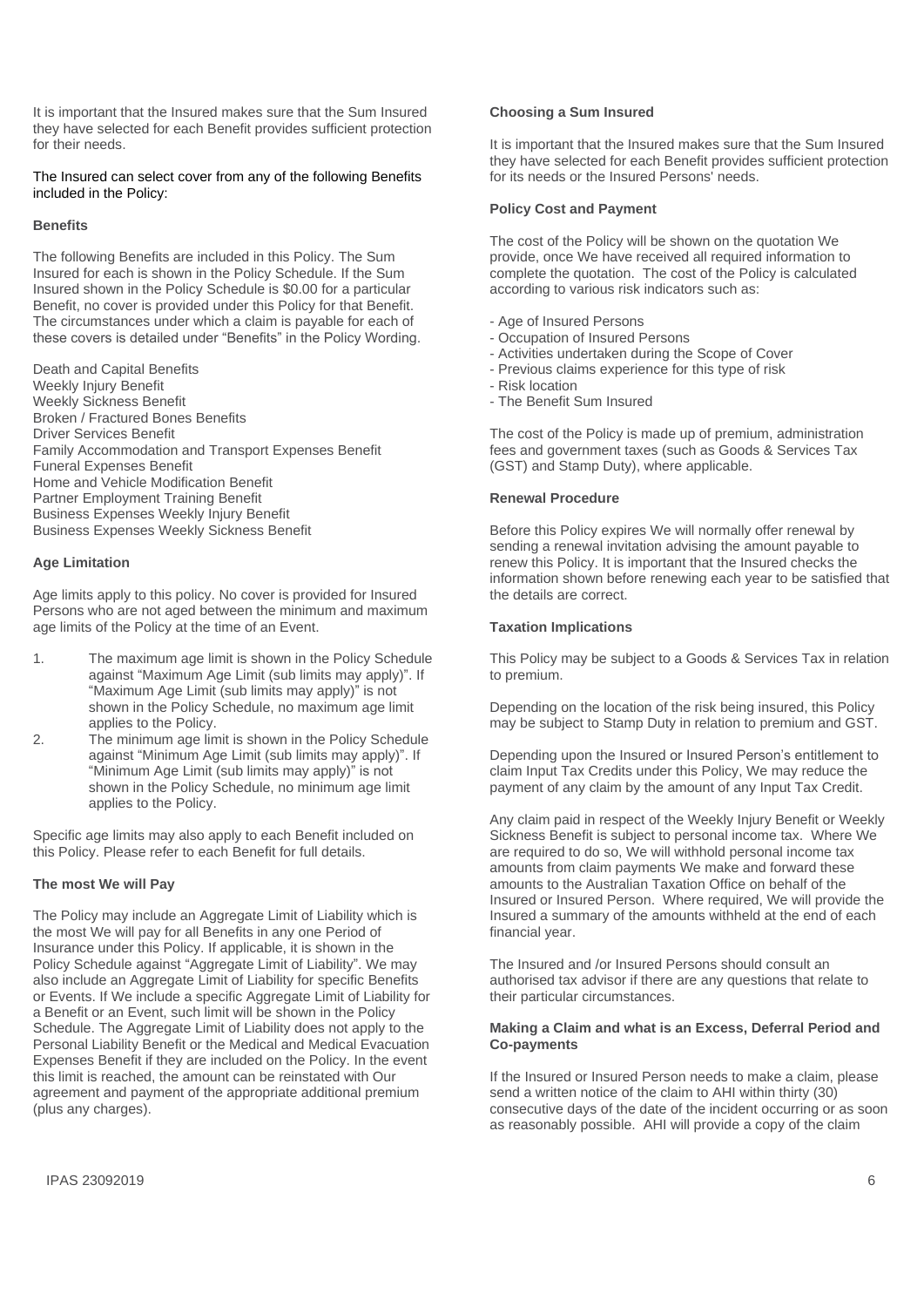It is important that the Insured makes sure that the Sum Insured they have selected for each Benefit provides sufficient protection for their needs.

The Insured can select cover from any of the following Benefits included in the Policy:

**Benefits**

The following Benefits are included in this Policy. The Sum Insured for each is shown in the Policy Schedule. If the Sum Insured shown in the Policy Schedule is $0.00 for a particular Benefit, no cover is provided under this Policy for that Benefit. The circumstances under which a claim is payable for each of these covers is detailed under "Benefits" in the Policy Wording.

Death and Capital Benefits
Weekly Injury Benefit
Weekly Sickness Benefit
Broken / Fractured Bones Benefits
Driver Services Benefit
Family Accommodation and Transport Expenses Benefit
Funeral Expenses Benefit
Home and Vehicle Modification Benefit
Partner Employment Training Benefit
Business Expenses Weekly Injury Benefit
Business Expenses Weekly Sickness Benefit

**Age Limitation**

Age limits apply to this policy. No cover is provided for Insured Persons who are not aged between the minimum and maximum age limits of the Policy at the time of an Event.

1. The maximum age limit is shown in the Policy Schedule against "Maximum Age Limit (sub limits may apply)". If "Maximum Age Limit (sub limits may apply)" is not shown in the Policy Schedule, no maximum age limit applies to the Policy.
2. The minimum age limit is shown in the Policy Schedule against "Minimum Age Limit (sub limits may apply)". If "Minimum Age Limit (sub limits may apply)" is not shown in the Policy Schedule, no minimum age limit applies to the Policy.

Specific age limits may also apply to each Benefit included on this Policy. Please refer to each Benefit for full details.

**The most We will Pay**

The Policy may include an Aggregate Limit of Liability which is the most We will pay for all Benefits in any one Period of Insurance under this Policy. If applicable, it is shown in the Policy Schedule against "Aggregate Limit of Liability". We may also include an Aggregate Limit of Liability for specific Benefits or Events. If We include a specific Aggregate Limit of Liability for a Benefit or an Event, such limit will be shown in the Policy Schedule. The Aggregate Limit of Liability does not apply to the Personal Liability Benefit or the Medical and Medical Evacuation Expenses Benefit if they are included on the Policy. In the event this limit is reached, the amount can be reinstated with Our agreement and payment of the appropriate additional premium (plus any charges).

**Choosing a Sum Insured**

It is important that the Insured makes sure that the Sum Insured they have selected for each Benefit provides sufficient protection for its needs or the Insured Persons' needs.

**Policy Cost and Payment**

The cost of the Policy will be shown on the quotation We provide, once We have received all required information to complete the quotation. The cost of the Policy is calculated according to various risk indicators such as:

- Age of Insured Persons
- Occupation of Insured Persons
- Activities undertaken during the Scope of Cover
- Previous claims experience for this type of risk
- Risk location
- The Benefit Sum Insured

The cost of the Policy is made up of premium, administration fees and government taxes (such as Goods & Services Tax (GST) and Stamp Duty), where applicable.

**Renewal Procedure**

Before this Policy expires We will normally offer renewal by sending a renewal invitation advising the amount payable to renew this Policy. It is important that the Insured checks the information shown before renewing each year to be satisfied that the details are correct.

**Taxation Implications**

This Policy may be subject to a Goods & Services Tax in relation to premium.

Depending on the location of the risk being insured, this Policy may be subject to Stamp Duty in relation to premium and GST.

Depending upon the Insured or Insured Person's entitlement to claim Input Tax Credits under this Policy, We may reduce the payment of any claim by the amount of any Input Tax Credit.

Any claim paid in respect of the Weekly Injury Benefit or Weekly Sickness Benefit is subject to personal income tax. Where We are required to do so, We will withhold personal income tax amounts from claim payments We make and forward these amounts to the Australian Taxation Office on behalf of the Insured or Insured Person. Where required, We will provide the Insured a summary of the amounts withheld at the end of each financial year.

The Insured and /or Insured Persons should consult an authorised tax advisor if there are any questions that relate to their particular circumstances.

**Making a Claim and what is an Excess, Deferral Period and Co-payments**

If the Insured or Insured Person needs to make a claim, please send a written notice of the claim to AHI within thirty (30) consecutive days of the date of the incident occurring or as soon as reasonably possible. AHI will provide a copy of the claim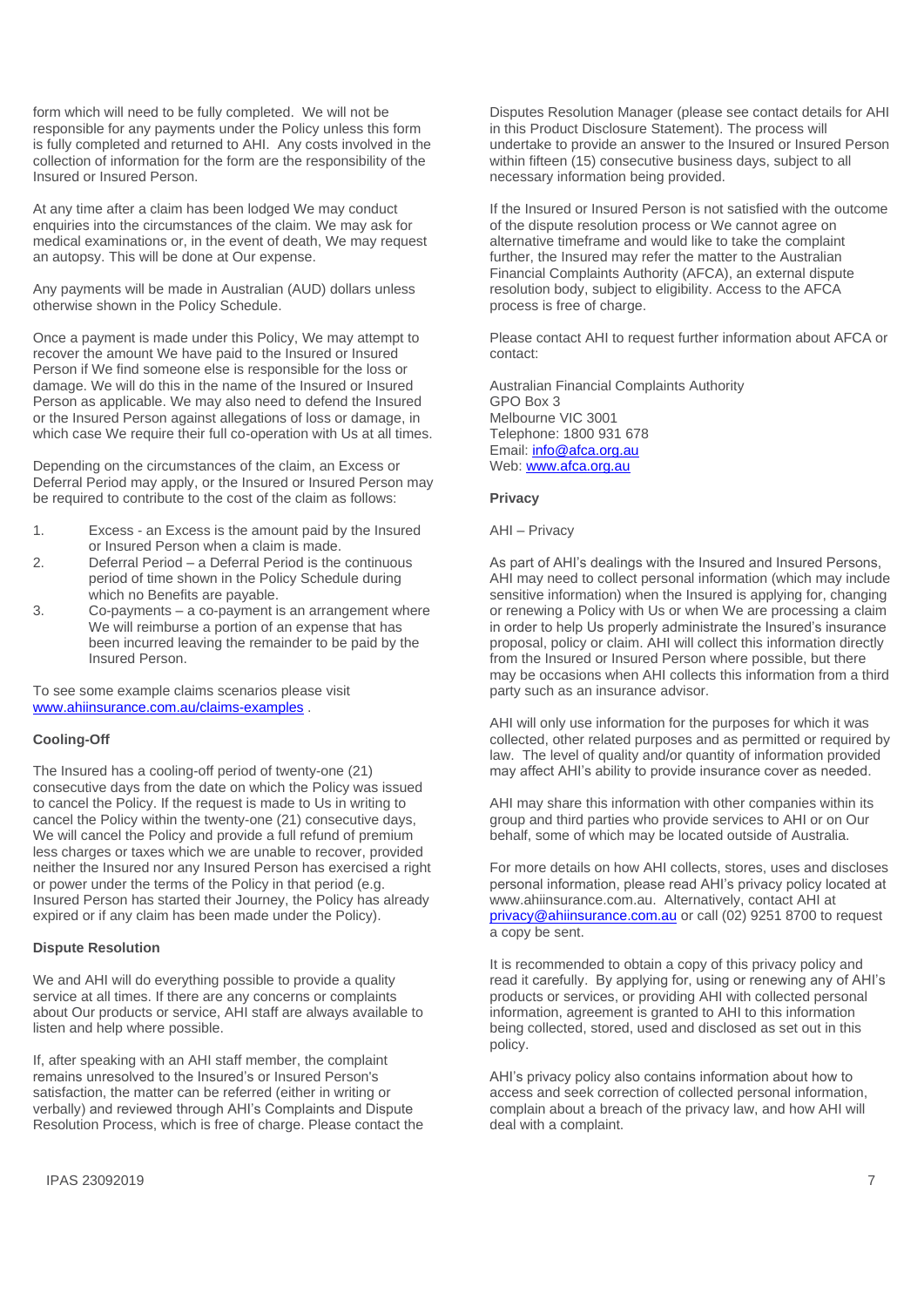form which will need to be fully completed. We will not be responsible for any payments under the Policy unless this form is fully completed and returned to AHI. Any costs involved in the collection of information for the form are the responsibility of the Insured or Insured Person.

At any time after a claim has been lodged We may conduct enquiries into the circumstances of the claim. We may ask for medical examinations or, in the event of death, We may request an autopsy. This will be done at Our expense.

Any payments will be made in Australian (AUD) dollars unless otherwise shown in the Policy Schedule.

Once a payment is made under this Policy, We may attempt to recover the amount We have paid to the Insured or Insured Person if We find someone else is responsible for the loss or damage. We will do this in the name of the Insured or Insured Person as applicable. We may also need to defend the Insured or the Insured Person against allegations of loss or damage, in which case We require their full co-operation with Us at all times.

Depending on the circumstances of the claim, an Excess or Deferral Period may apply, or the Insured or Insured Person may be required to contribute to the cost of the claim as follows:

1. Excess - an Excess is the amount paid by the Insured or Insured Person when a claim is made.
2. Deferral Period – a Deferral Period is the continuous period of time shown in the Policy Schedule during which no Benefits are payable.
3. Co-payments – a co-payment is an arrangement where We will reimburse a portion of an expense that has been incurred leaving the remainder to be paid by the Insured Person.

To see some example claims scenarios please visit [www.ahiinsurance.com.au/claims-examples](www.ahiinsurance.com.au/claims-examples) .

**Cooling-Off**

The Insured has a cooling-off period of twenty-one (21) consecutive days from the date on which the Policy was issued to cancel the Policy. If the request is made to Us in writing to cancel the Policy within the twenty-one (21) consecutive days, We will cancel the Policy and provide a full refund of premium less charges or taxes which we are unable to recover, provided neither the Insured nor any Insured Person has exercised a right or power under the terms of the Policy in that period (e.g. Insured Person has started their Journey, the Policy has already expired or if any claim has been made under the Policy).

**Dispute Resolution**

We and AHI will do everything possible to provide a quality service at all times. If there are any concerns or complaints about Our products or service, AHI staff are always available to listen and help where possible.

If, after speaking with an AHI staff member, the complaint remains unresolved to the Insured's or Insured Person's satisfaction, the matter can be referred (either in writing or verbally) and reviewed through AHI's Complaints and Dispute Resolution Process, which is free of charge. Please contact the Disputes Resolution Manager (please see contact details for AHI in this Product Disclosure Statement). The process will undertake to provide an answer to the Insured or Insured Person within fifteen (15) consecutive business days, subject to all necessary information being provided.

If the Insured or Insured Person is not satisfied with the outcome of the dispute resolution process or We cannot agree on alternative timeframe and would like to take the complaint further, the Insured may refer the matter to the Australian Financial Complaints Authority (AFCA), an external dispute resolution body, subject to eligibility. Access to the AFCA process is free of charge.

Please contact AHI to request further information about AFCA or contact:

Australian Financial Complaints Authority
GPO Box 3
Melbourne VIC 3001
Telephone: 1800 931 678
Email: [info@afca.org.au](mailto:info@afca.org.au)
Web: [www.afca.org.au](www.afca.org.au)

**Privacy**

AHI – Privacy

As part of AHI's dealings with the Insured and Insured Persons, AHI may need to collect personal information (which may include sensitive information) when the Insured is applying for, changing or renewing a Policy with Us or when We are processing a claim in order to help Us properly administrate the Insured's insurance proposal, policy or claim. AHI will collect this information directly from the Insured or Insured Person where possible, but there may be occasions when AHI collects this information from a third party such as an insurance advisor.

AHI will only use information for the purposes for which it was collected, other related purposes and as permitted or required by law. The level of quality and/or quantity of information provided may affect AHI's ability to provide insurance cover as needed.

AHI may share this information with other companies within its group and third parties who provide services to AHI or on Our behalf, some of which may be located outside of Australia.

For more details on how AHI collects, stores, uses and discloses personal information, please read AHI's privacy policy located at www.ahiinsurance.com.au. Alternatively, contact AHI at [privacy@ahiinsurance.com.au](mailto:privacy@ahiinsurance.com.au) or call (02) 9251 8700 to request a copy be sent.

It is recommended to obtain a copy of this privacy policy and read it carefully. By applying for, using or renewing any of AHI's products or services, or providing AHI with collected personal information, agreement is granted to AHI to this information being collected, stored, used and disclosed as set out in this policy.

AHI's privacy policy also contains information about how to access and seek correction of collected personal information, complain about a breach of the privacy law, and how AHI will deal with a complaint.

IPAS 23092019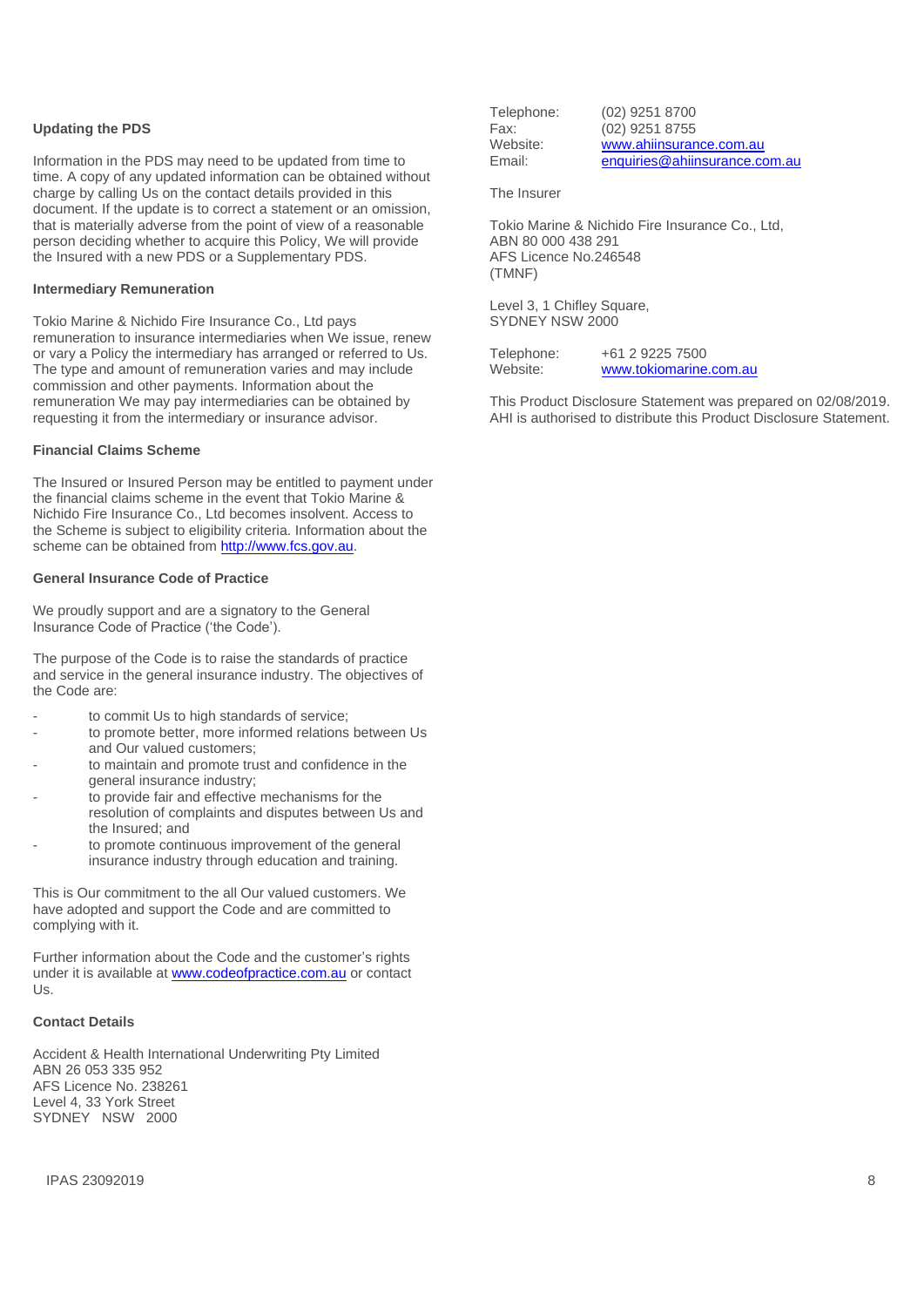### Updating the PDS

Information in the PDS may need to be updated from time to time. A copy of any updated information can be obtained without charge by calling Us on the contact details provided in this document. If the update is to correct a statement or an omission, that is materially adverse from the point of view of a reasonable person deciding whether to acquire this Policy, We will provide the Insured with a new PDS or a Supplementary PDS.

### Intermediary Remuneration

Tokio Marine & Nichido Fire Insurance Co., Ltd pays remuneration to insurance intermediaries when We issue, renew or vary a Policy the intermediary has arranged or referred to Us. The type and amount of remuneration varies and may include commission and other payments. Information about the remuneration We may pay intermediaries can be obtained by requesting it from the intermediary or insurance advisor.

### Financial Claims Scheme

The Insured or Insured Person may be entitled to payment under the financial claims scheme in the event that Tokio Marine & Nichido Fire Insurance Co., Ltd becomes insolvent. Access to the Scheme is subject to eligibility criteria. Information about the scheme can be obtained from http://www.fcs.gov.au.

### General Insurance Code of Practice

We proudly support and are a signatory to the General Insurance Code of Practice ('the Code').

The purpose of the Code is to raise the standards of practice and service in the general insurance industry. The objectives of the Code are:

- to commit Us to high standards of service;
- to promote better, more informed relations between Us and Our valued customers;
- to maintain and promote trust and confidence in the general insurance industry;
- to provide fair and effective mechanisms for the resolution of complaints and disputes between Us and the Insured; and
- to promote continuous improvement of the general insurance industry through education and training.

This is Our commitment to the all Our valued customers. We have adopted and support the Code and are committed to complying with it.

Further information about the Code and the customer's rights under it is available at www.codeofpractice.com.au or contact Us.

### Contact Details

Accident & Health International Underwriting Pty Limited
ABN 26 053 335 952
AFS Licence No. 238261
Level 4, 33 York Street
SYDNEY NSW 2000

Telephone: (02) 9251 8700
Fax: (02) 9251 8755
Website: www.ahiinsurance.com.au
Email: enquiries@ahiinsurance.com.au

The Insurer

Tokio Marine & Nichido Fire Insurance Co., Ltd,
ABN 80 000 438 291
AFS Licence No.246548
(TMNF)

Level 3, 1 Chifley Square,
SYDNEY NSW 2000

Telephone: +61 2 9225 7500
Website: www.tokiomarine.com.au

This Product Disclosure Statement was prepared on 02/08/2019. AHI is authorised to distribute this Product Disclosure Statement.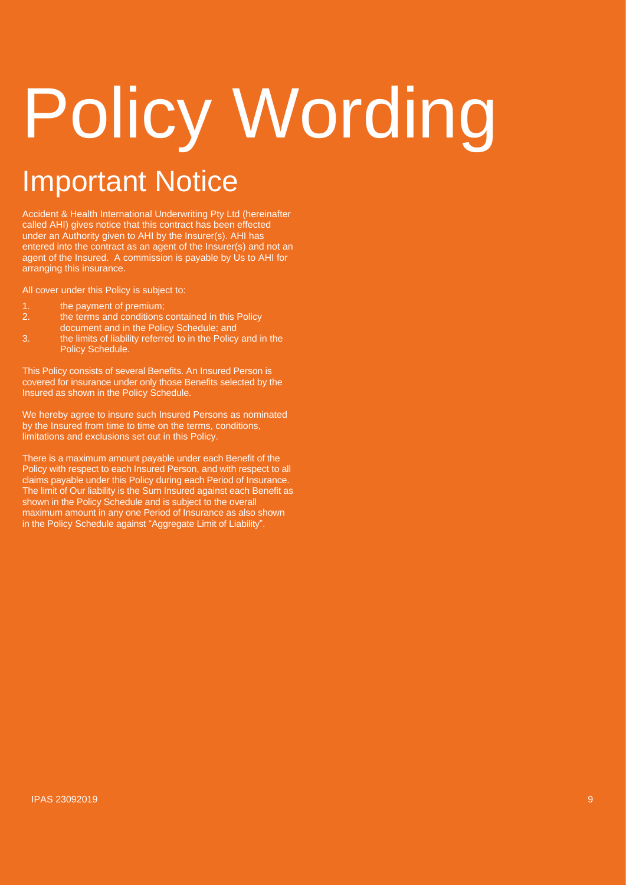# Policy Wording

## Important Notice

Accident & Health International Underwriting Pty Ltd (hereinafter called AHI) gives notice that this contract has been effected under an Authority given to AHI by the Insurer(s). AHI has entered into the contract as an agent of the Insurer(s) and not an agent of the Insured. A commission is payable by Us to AHI for arranging this insurance.

All cover under this Policy is subject to:

1. the payment of premium;
2. the terms and conditions contained in this Policy document and in the Policy Schedule; and
3. the limits of liability referred to in the Policy and in the Policy Schedule.

This Policy consists of several Benefits. An Insured Person is covered for insurance under only those Benefits selected by the Insured as shown in the Policy Schedule.

We hereby agree to insure such Insured Persons as nominated by the Insured from time to time on the terms, conditions, limitations and exclusions set out in this Policy.

There is a maximum amount payable under each Benefit of the Policy with respect to each Insured Person, and with respect to all claims payable under this Policy during each Period of Insurance. The limit of Our liability is the Sum Insured against each Benefit as shown in the Policy Schedule and is subject to the overall maximum amount in any one Period of Insurance as also shown in the Policy Schedule against "Aggregate Limit of Liability".

IPAS 23092019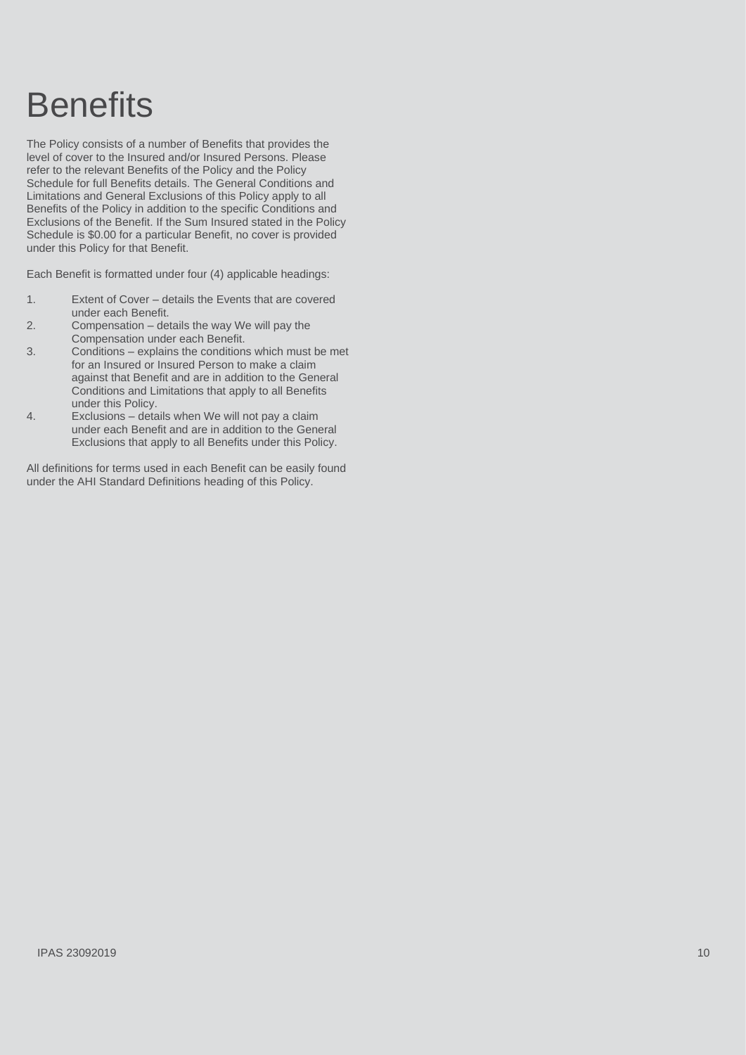# Benefits

The Policy consists of a number of Benefits that provides the level of cover to the Insured and/or Insured Persons. Please refer to the relevant Benefits of the Policy and the Policy Schedule for full Benefits details. The General Conditions and Limitations and General Exclusions of this Policy apply to all Benefits of the Policy in addition to the specific Conditions and Exclusions of the Benefit. If the Sum Insured stated in the Policy Schedule is $0.00 for a particular Benefit, no cover is provided under this Policy for that Benefit.

Each Benefit is formatted under four (4) applicable headings:

1. Extent of Cover – details the Events that are covered under each Benefit.
2. Compensation – details the way We will pay the Compensation under each Benefit.
3. Conditions – explains the conditions which must be met for an Insured or Insured Person to make a claim against that Benefit and are in addition to the General Conditions and Limitations that apply to all Benefits under this Policy.
4. Exclusions – details when We will not pay a claim under each Benefit and are in addition to the General Exclusions that apply to all Benefits under this Policy.

All definitions for terms used in each Benefit can be easily found under the AHI Standard Definitions heading of this Policy.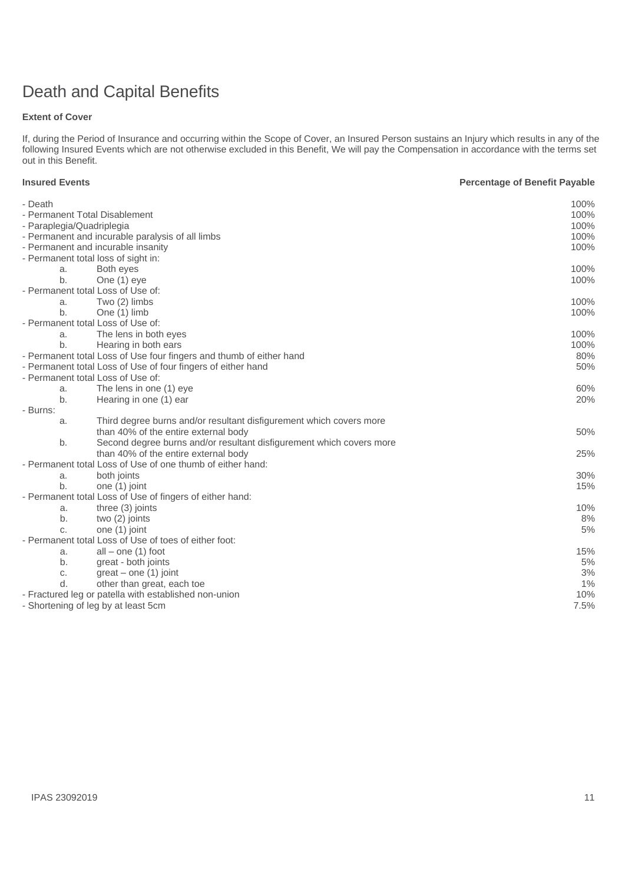# Death and Capital Benefits

**Extent of Cover**

If, during the Period of Insurance and occurring within the Scope of Cover, an Insured Person sustains an Injury which results in any of the following Insured Events which are not otherwise excluded in this Benefit, We will pay the Compensation in accordance with the terms set out in this Benefit.

| **Insured Events** | **Percentage of Benefit Payable** |
|---|---|
| - Death | 100% |
| - Permanent Total Disablement | 100% |
| - Paraplegia/Quadriplegia | 100% |
| - Permanent and incurable paralysis of all limbs | 100% |
| - Permanent and incurable insanity | 100% |
| - Permanent total loss of sight in: | |
| a. Both eyes | 100% |
| b. One (1) eye | 100% |
| - Permanent total Loss of Use of: | |
| a. Two (2) limbs | 100% |
| b. One (1) limb | 100% |
| - Permanent total Loss of Use of: | |
| a. The lens in both eyes | 100% |
| b. Hearing in both ears | 100% |
| - Permanent total Loss of Use four fingers and thumb of either hand | 80% |
| - Permanent total Loss of Use of four fingers of either hand | 50% |
| - Permanent total Loss of Use of: | |
| a. The lens in one (1) eye | 60% |
| b. Hearing in one (1) ear | 20% |
| - Burns: | |
| a. Third degree burns and/or resultant disfigurement which covers more than 40% of the entire external body | 50% |
| b. Second degree burns and/or resultant disfigurement which covers more than 40% of the entire external body | 25% |
| - Permanent total Loss of Use of one thumb of either hand: | |
| a. both joints | 30% |
| b. one (1) joint | 15% |
| - Permanent total Loss of Use of fingers of either hand: | |
| a. three (3) joints | 10% |
| b. two (2) joints | 8% |
| c. one (1) joint | 5% |
| - Permanent total Loss of Use of toes of either foot: | |
| a. all – one (1) foot | 15% |
| b. great - both joints | 5% |
| c. great – one (1) joint | 3% |
| d. other than great, each toe | 1% |
| - Fractured leg or patella with established non-union | 10% |
| - Shortening of leg by at least 5cm | 7.5% |

IPAS 23092019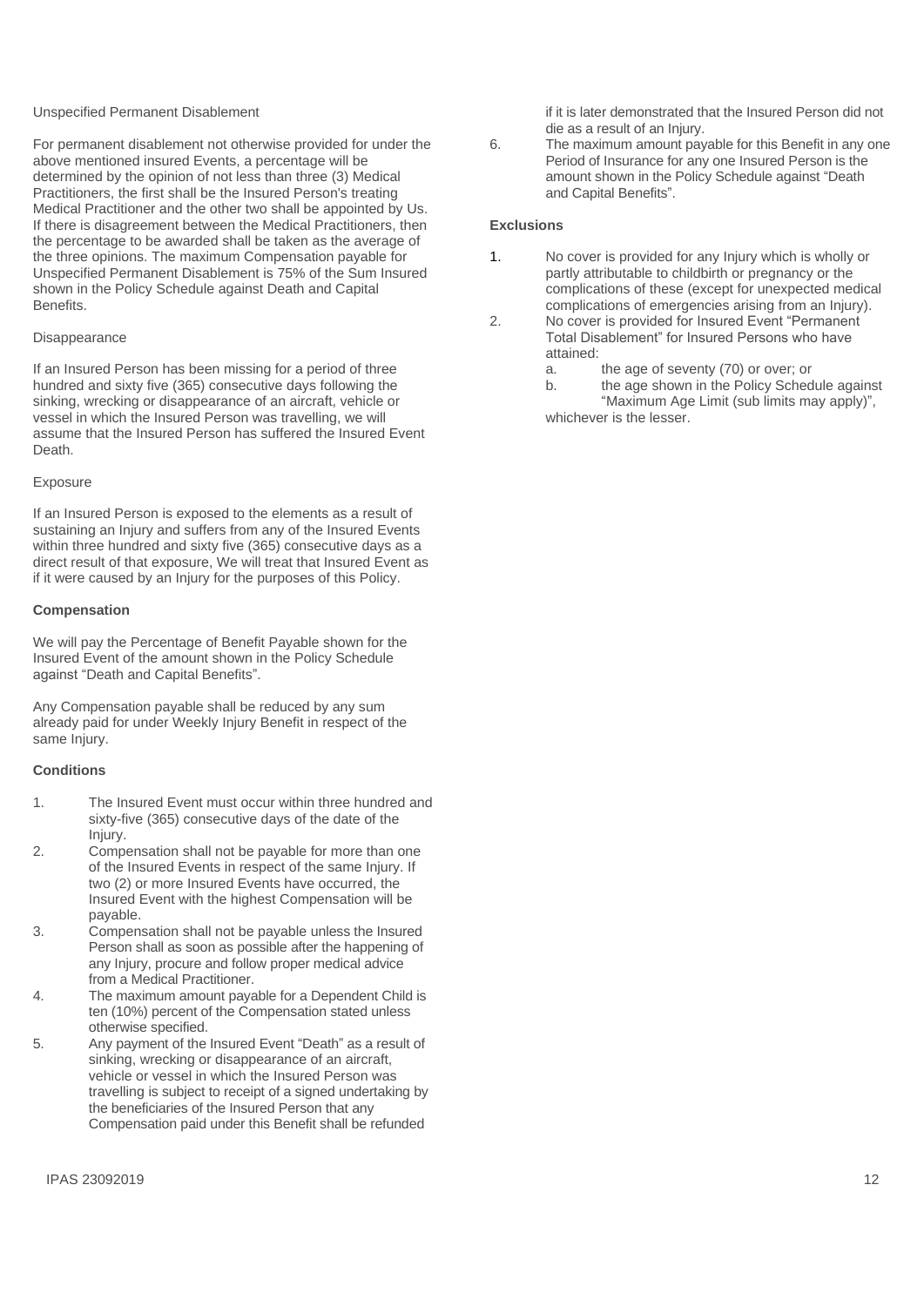Unspecified Permanent Disablement

For permanent disablement not otherwise provided for under the above mentioned insured Events, a percentage will be determined by the opinion of not less than three (3) Medical Practitioners, the first shall be the Insured Person's treating Medical Practitioner and the other two shall be appointed by Us. If there is disagreement between the Medical Practitioners, then the percentage to be awarded shall be taken as the average of the three opinions. The maximum Compensation payable for Unspecified Permanent Disablement is 75% of the Sum Insured shown in the Policy Schedule against Death and Capital Benefits.

Disappearance

If an Insured Person has been missing for a period of three hundred and sixty five (365) consecutive days following the sinking, wrecking or disappearance of an aircraft, vehicle or vessel in which the Insured Person was travelling, we will assume that the Insured Person has suffered the Insured Event Death.

Exposure

If an Insured Person is exposed to the elements as a result of sustaining an Injury and suffers from any of the Insured Events within three hundred and sixty five (365) consecutive days as a direct result of that exposure, We will treat that Insured Event as if it were caused by an Injury for the purposes of this Policy.

**Compensation**

We will pay the Percentage of Benefit Payable shown for the Insured Event of the amount shown in the Policy Schedule against "Death and Capital Benefits".

Any Compensation payable shall be reduced by any sum already paid for under Weekly Injury Benefit in respect of the same Injury.

**Conditions**

1. The Insured Event must occur within three hundred and sixty-five (365) consecutive days of the date of the Injury.
2. Compensation shall not be payable for more than one of the Insured Events in respect of the same Injury. If two (2) or more Insured Events have occurred, the Insured Event with the highest Compensation will be payable.
3. Compensation shall not be payable unless the Insured Person shall as soon as possible after the happening of any Injury, procure and follow proper medical advice from a Medical Practitioner.
4. The maximum amount payable for a Dependent Child is ten (10%) percent of the Compensation stated unless otherwise specified.
5. Any payment of the Insured Event "Death" as a result of sinking, wrecking or disappearance of an aircraft, vehicle or vessel in which the Insured Person was travelling is subject to receipt of a signed undertaking by the beneficiaries of the Insured Person that any Compensation paid under this Benefit shall be refunded if it is later demonstrated that the Insured Person did not die as a result of an Injury.
6. The maximum amount payable for this Benefit in any one Period of Insurance for any one Insured Person is the amount shown in the Policy Schedule against "Death and Capital Benefits".

**Exclusions**

1. No cover is provided for any Injury which is wholly or partly attributable to childbirth or pregnancy or the complications of these (except for unexpected medical complications of emergencies arising from an Injury).
2. No cover is provided for Insured Event "Permanent Total Disablement" for Insured Persons who have attained:
   a. the age of seventy (70) or over; or
   b. the age shown in the Policy Schedule against "Maximum Age Limit (sub limits may apply)",

   whichever is the lesser.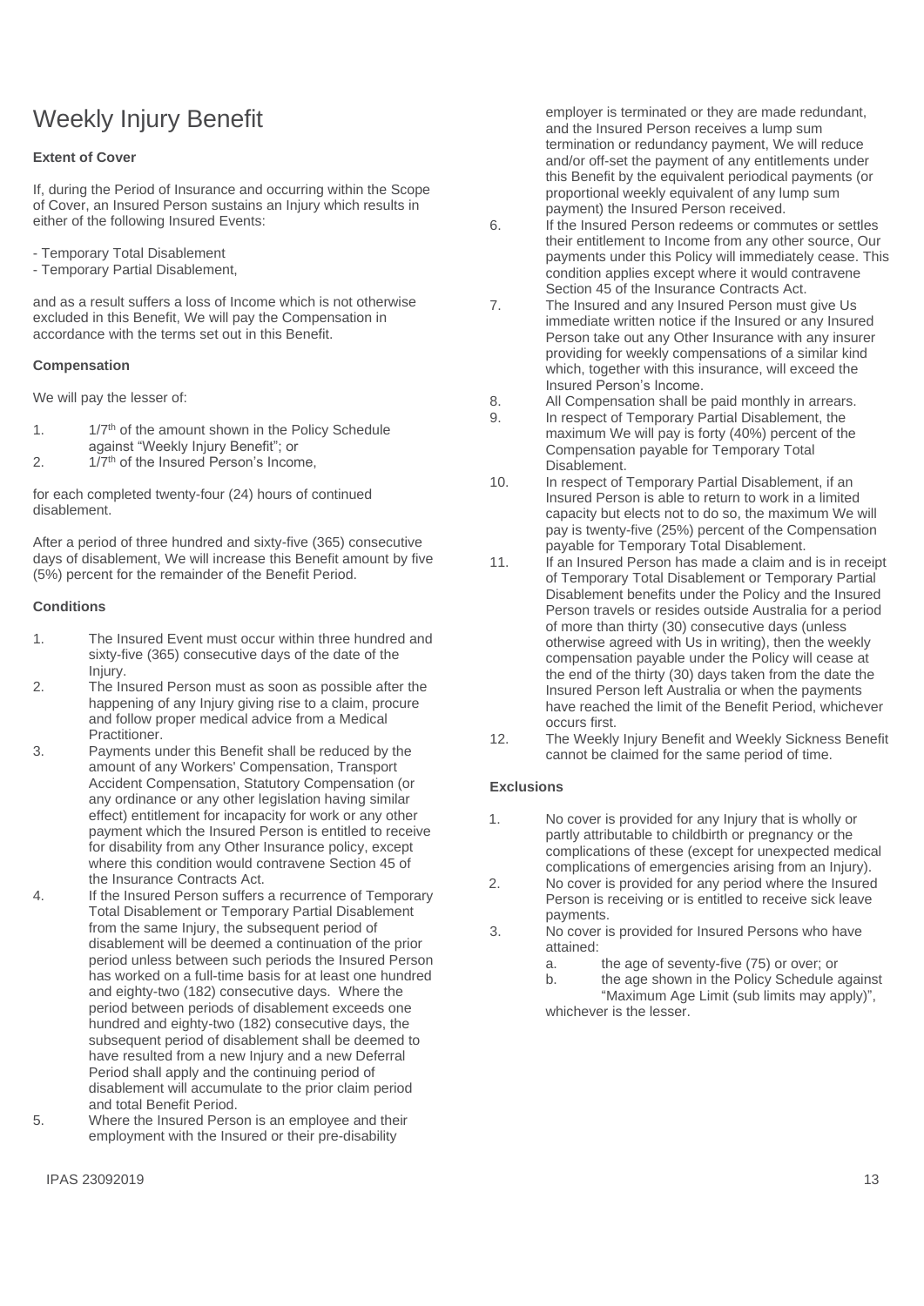# Weekly Injury Benefit

**Extent of Cover**

If, during the Period of Insurance and occurring within the Scope of Cover, an Insured Person sustains an Injury which results in either of the following Insured Events:

- Temporary Total Disablement
- Temporary Partial Disablement,

and as a result suffers a loss of Income which is not otherwise excluded in this Benefit, We will pay the Compensation in accordance with the terms set out in this Benefit.

**Compensation**

We will pay the lesser of:

1. 1/7th of the amount shown in the Policy Schedule against "Weekly Injury Benefit"; or
2. 1/7th of the Insured Person's Income,

for each completed twenty-four (24) hours of continued disablement.

After a period of three hundred and sixty-five (365) consecutive days of disablement, We will increase this Benefit amount by five (5%) percent for the remainder of the Benefit Period.

**Conditions**

1. The Insured Event must occur within three hundred and sixty-five (365) consecutive days of the date of the Injury.
2. The Insured Person must as soon as possible after the happening of any Injury giving rise to a claim, procure and follow proper medical advice from a Medical Practitioner.
3. Payments under this Benefit shall be reduced by the amount of any Workers' Compensation, Transport Accident Compensation, Statutory Compensation (or any ordinance or any other legislation having similar effect) entitlement for incapacity for work or any other payment which the Insured Person is entitled to receive for disability from any Other Insurance policy, except where this condition would contravene Section 45 of the Insurance Contracts Act.
4. If the Insured Person suffers a recurrence of Temporary Total Disablement or Temporary Partial Disablement from the same Injury, the subsequent period of disablement will be deemed a continuation of the prior period unless between such periods the Insured Person has worked on a full-time basis for at least one hundred and eighty-two (182) consecutive days. Where the period between periods of disablement exceeds one hundred and eighty-two (182) consecutive days, the subsequent period of disablement shall be deemed to have resulted from a new Injury and a new Deferral Period shall apply and the continuing period of disablement will accumulate to the prior claim period and total Benefit Period.
5. Where the Insured Person is an employee and their employment with the Insured or their pre-disability employer is terminated or they are made redundant, and the Insured Person receives a lump sum termination or redundancy payment, We will reduce and/or off-set the payment of any entitlements under this Benefit by the equivalent periodical payments (or proportional weekly equivalent of any lump sum payment) the Insured Person received.
6. If the Insured Person redeems or commutes or settles their entitlement to Income from any other source, Our payments under this Policy will immediately cease. This condition applies except where it would contravene Section 45 of the Insurance Contracts Act.
7. The Insured and any Insured Person must give Us immediate written notice if the Insured or any Insured Person take out any Other Insurance with any insurer providing for weekly compensations of a similar kind which, together with this insurance, will exceed the Insured Person's Income.
8. All Compensation shall be paid monthly in arrears.
9. In respect of Temporary Partial Disablement, the maximum We will pay is forty (40%) percent of the Compensation payable for Temporary Total Disablement.
10. In respect of Temporary Partial Disablement, if an Insured Person is able to return to work in a limited capacity but elects not to do so, the maximum We will pay is twenty-five (25%) percent of the Compensation payable for Temporary Total Disablement.
11. If an Insured Person has made a claim and is in receipt of Temporary Total Disablement or Temporary Partial Disablement benefits under the Policy and the Insured Person travels or resides outside Australia for a period of more than thirty (30) consecutive days (unless otherwise agreed with Us in writing), then the weekly compensation payable under the Policy will cease at the end of the thirty (30) days taken from the date the Insured Person left Australia or when the payments have reached the limit of the Benefit Period, whichever occurs first.
12. The Weekly Injury Benefit and Weekly Sickness Benefit cannot be claimed for the same period of time.

**Exclusions**

1. No cover is provided for any Injury that is wholly or partly attributable to childbirth or pregnancy or the complications of these (except for unexpected medical complications of emergencies arising from an Injury).
2. No cover is provided for any period where the Insured Person is receiving or is entitled to receive sick leave payments.
3. No cover is provided for Insured Persons who have attained:
   a. the age of seventy-five (75) or over; or
   b. the age shown in the Policy Schedule against "Maximum Age Limit (sub limits may apply)",

   whichever is the lesser.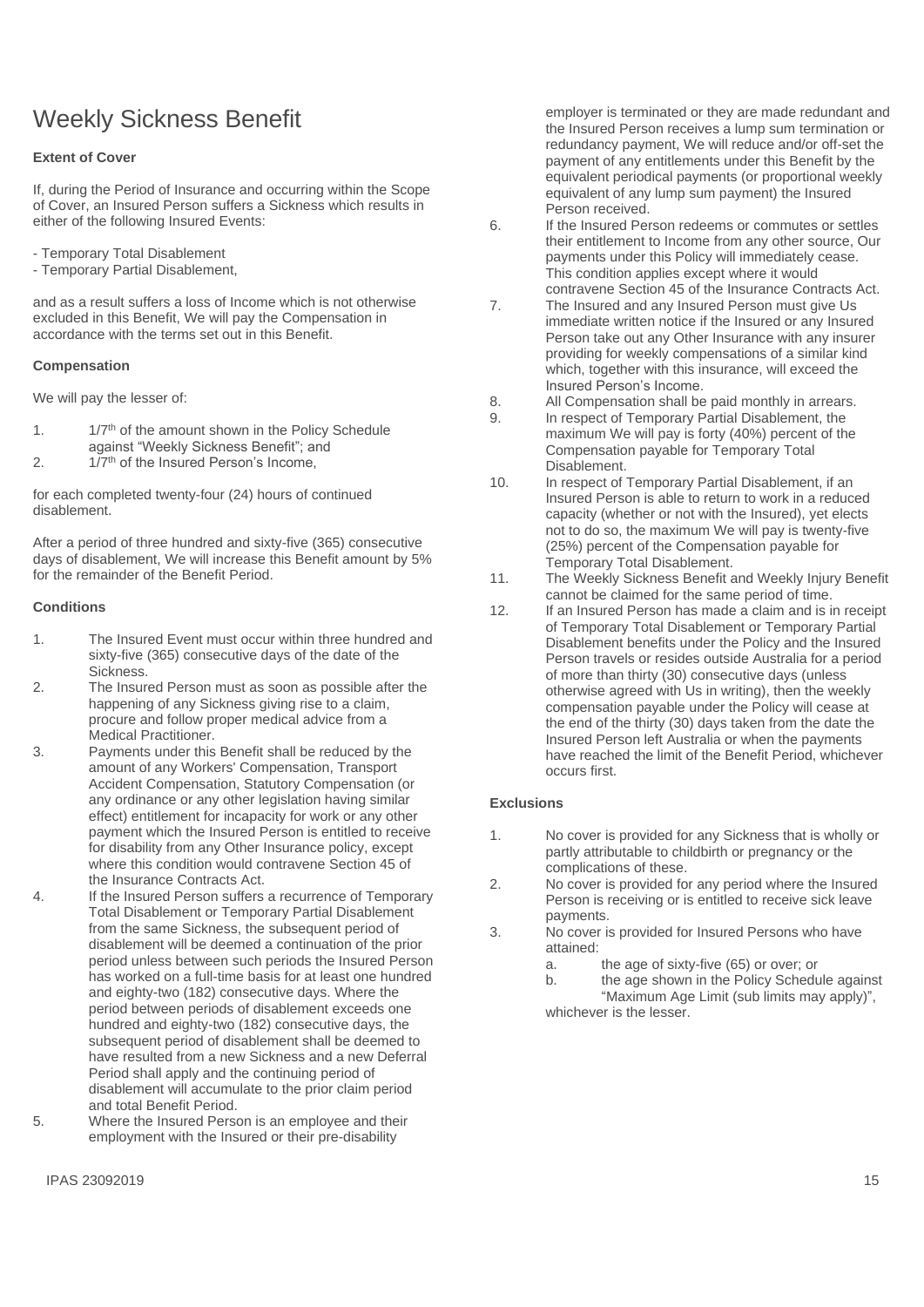# Weekly Sickness Benefit

**Extent of Cover**

If, during the Period of Insurance and occurring within the Scope of Cover, an Insured Person suffers a Sickness which results in either of the following Insured Events:

- Temporary Total Disablement
- Temporary Partial Disablement,

and as a result suffers a loss of Income which is not otherwise excluded in this Benefit, We will pay the Compensation in accordance with the terms set out in this Benefit.

**Compensation**

We will pay the lesser of:

1. $1/7^{th}$ of the amount shown in the Policy Schedule against “Weekly Sickness Benefit”; and
2. $1/7^{th}$ of the Insured Person’s Income,

for each completed twenty-four (24) hours of continued disablement.

After a period of three hundred and sixty-five (365) consecutive days of disablement, We will increase this Benefit amount by 5% for the remainder of the Benefit Period.

**Conditions**

1. The Insured Event must occur within three hundred and sixty-five (365) consecutive days of the date of the Sickness.
2. The Insured Person must as soon as possible after the happening of any Sickness giving rise to a claim, procure and follow proper medical advice from a Medical Practitioner.
3. Payments under this Benefit shall be reduced by the amount of any Workers' Compensation, Transport Accident Compensation, Statutory Compensation (or any ordinance or any other legislation having similar effect) entitlement for incapacity for work or any other payment which the Insured Person is entitled to receive for disability from any Other Insurance policy, except where this condition would contravene Section 45 of the Insurance Contracts Act.
4. If the Insured Person suffers a recurrence of Temporary Total Disablement or Temporary Partial Disablement from the same Sickness, the subsequent period of disablement will be deemed a continuation of the prior period unless between such periods the Insured Person has worked on a full-time basis for at least one hundred and eighty-two (182) consecutive days. Where the period between periods of disablement exceeds one hundred and eighty-two (182) consecutive days, the subsequent period of disablement shall be deemed to have resulted from a new Sickness and a new Deferral Period shall apply and the continuing period of disablement will accumulate to the prior claim period and total Benefit Period.
5. Where the Insured Person is an employee and their employment with the Insured or their pre-disability employer is terminated or they are made redundant and the Insured Person receives a lump sum termination or redundancy payment, We will reduce and/or off-set the payment of any entitlements under this Benefit by the equivalent periodical payments (or proportional weekly equivalent of any lump sum payment) the Insured Person received.
6. If the Insured Person redeems or commutes or settles their entitlement to Income from any other source, Our payments under this Policy will immediately cease. This condition applies except where it would contravene Section 45 of the Insurance Contracts Act.
7. The Insured and any Insured Person must give Us immediate written notice if the Insured or any Insured Person take out any Other Insurance with any insurer providing for weekly compensations of a similar kind which, together with this insurance, will exceed the Insured Person’s Income.
8. All Compensation shall be paid monthly in arrears.
9. In respect of Temporary Partial Disablement, the maximum We will pay is forty (40%) percent of the Compensation payable for Temporary Total Disablement.
10. In respect of Temporary Partial Disablement, if an Insured Person is able to return to work in a reduced capacity (whether or not with the Insured), yet elects not to do so, the maximum We will pay is twenty-five (25%) percent of the Compensation payable for Temporary Total Disablement.
11. The Weekly Sickness Benefit and Weekly Injury Benefit cannot be claimed for the same period of time.
12. If an Insured Person has made a claim and is in receipt of Temporary Total Disablement or Temporary Partial Disablement benefits under the Policy and the Insured Person travels or resides outside Australia for a period of more than thirty (30) consecutive days (unless otherwise agreed with Us in writing), then the weekly compensation payable under the Policy will cease at the end of the thirty (30) days taken from the date the Insured Person left Australia or when the payments have reached the limit of the Benefit Period, whichever occurs first.

**Exclusions**

1. No cover is provided for any Sickness that is wholly or partly attributable to childbirth or pregnancy or the complications of these.
2. No cover is provided for any period where the Insured Person is receiving or is entitled to receive sick leave payments.
3. No cover is provided for Insured Persons who have attained:
   a. the age of sixty-five (65) or over; or
   b. the age shown in the Policy Schedule against “Maximum Age Limit (sub limits may apply)”,

   whichever is the lesser.

IPAS 23092019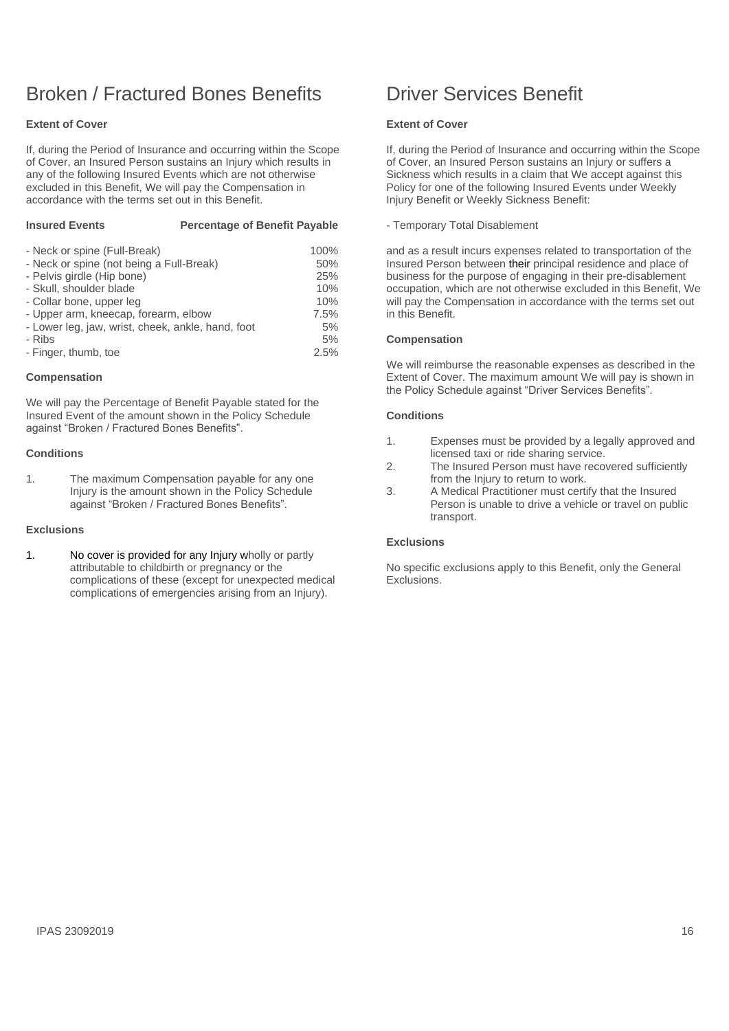# Broken / Fractured Bones Benefits

**Extent of Cover**

If, during the Period of Insurance and occurring within the Scope of Cover, an Insured Person sustains an Injury which results in any of the following Insured Events which are not otherwise excluded in this Benefit, We will pay the Compensation in accordance with the terms set out in this Benefit.

| Insured Events | Percentage of Benefit Payable |
|---|---|
| - Neck or spine (Full-Break) | 100% |
| - Neck or spine (not being a Full-Break) | 50% |
| - Pelvis girdle (Hip bone) | 25% |
| - Skull, shoulder blade | 10% |
| - Collar bone, upper leg | 10% |
| - Upper arm, kneecap, forearm, elbow | 7.5% |
| - Lower leg, jaw, wrist, cheek, ankle, hand, foot | 5% |
| - Ribs | 5% |
| - Finger, thumb, toe | 2.5% |

**Compensation**

We will pay the Percentage of Benefit Payable stated for the Insured Event of the amount shown in the Policy Schedule against "Broken / Fractured Bones Benefits".

**Conditions**

1. The maximum Compensation payable for any one Injury is the amount shown in the Policy Schedule against "Broken / Fractured Bones Benefits".

**Exclusions**

1. No cover is provided for any Injury wholly or partly attributable to childbirth or pregnancy or the complications of these (except for unexpected medical complications of emergencies arising from an Injury).

# Driver Services Benefit

**Extent of Cover**

If, during the Period of Insurance and occurring within the Scope of Cover, an Insured Person sustains an Injury or suffers a Sickness which results in a claim that We accept against this Policy for one of the following Insured Events under Weekly Injury Benefit or Weekly Sickness Benefit:

- Temporary Total Disablement

and as a result incurs expenses related to transportation of the Insured Person between their principal residence and place of business for the purpose of engaging in their pre-disablement occupation, which are not otherwise excluded in this Benefit, We will pay the Compensation in accordance with the terms set out in this Benefit.

**Compensation**

We will reimburse the reasonable expenses as described in the Extent of Cover. The maximum amount We will pay is shown in the Policy Schedule against "Driver Services Benefits".

**Conditions**

1. Expenses must be provided by a legally approved and licensed taxi or ride sharing service.
2. The Insured Person must have recovered sufficiently from the Injury to return to work.
3. A Medical Practitioner must certify that the Insured Person is unable to drive a vehicle or travel on public transport.

**Exclusions**

No specific exclusions apply to this Benefit, only the General Exclusions.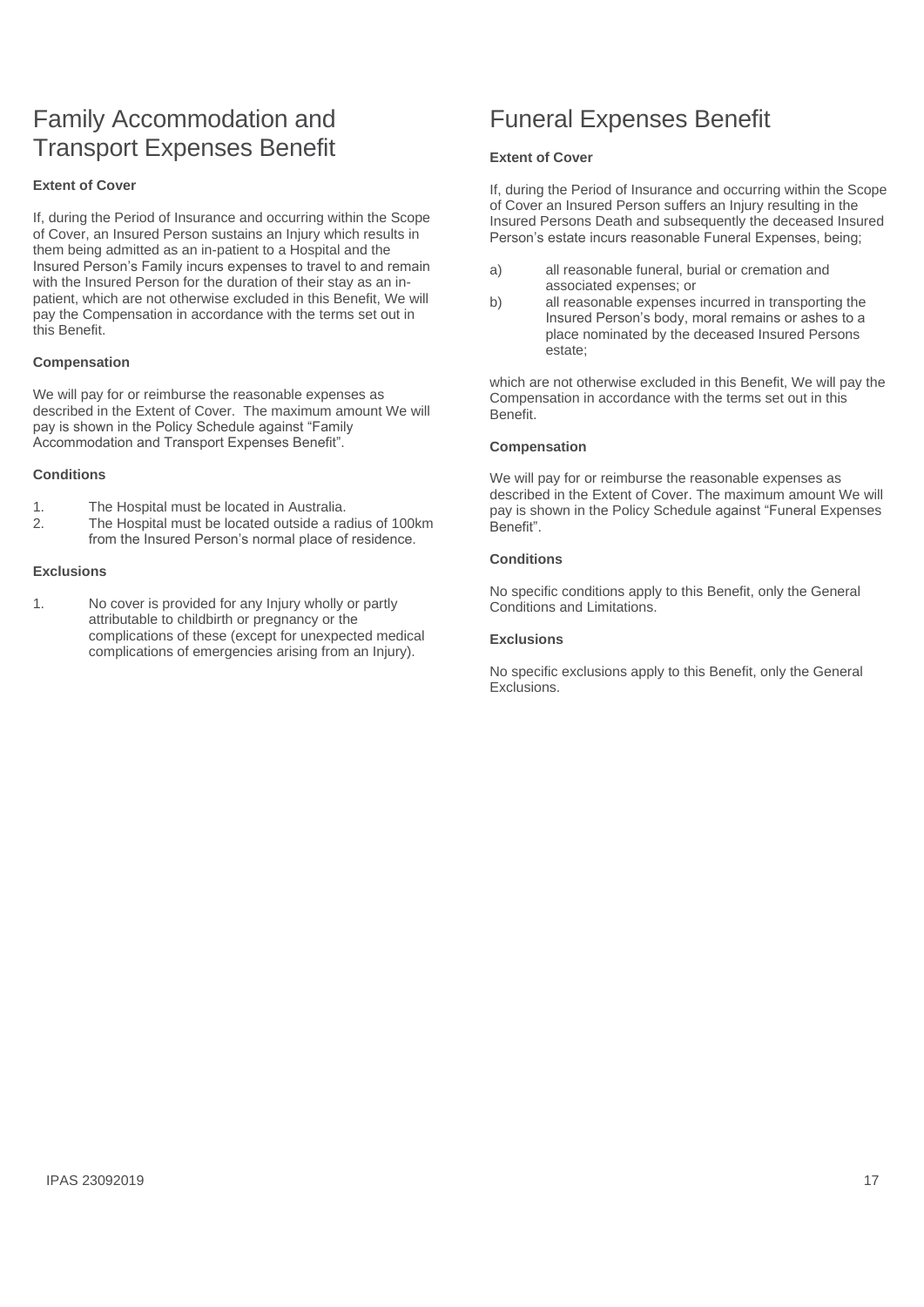# Family Accommodation and Transport Expenses Benefit

**Extent of Cover**

If, during the Period of Insurance and occurring within the Scope of Cover, an Insured Person sustains an Injury which results in them being admitted as an in-patient to a Hospital and the Insured Person's Family incurs expenses to travel to and remain with the Insured Person for the duration of their stay as an in-patient, which are not otherwise excluded in this Benefit, We will pay the Compensation in accordance with the terms set out in this Benefit.

**Compensation**

We will pay for or reimburse the reasonable expenses as described in the Extent of Cover. The maximum amount We will pay is shown in the Policy Schedule against "Family Accommodation and Transport Expenses Benefit".

**Conditions**

1. The Hospital must be located in Australia.
2. The Hospital must be located outside a radius of 100km from the Insured Person's normal place of residence.

**Exclusions**

1. No cover is provided for any Injury wholly or partly attributable to childbirth or pregnancy or the complications of these (except for unexpected medical complications of emergencies arising from an Injury).

# Funeral Expenses Benefit

**Extent of Cover**

If, during the Period of Insurance and occurring within the Scope of Cover an Insured Person suffers an Injury resulting in the Insured Persons Death and subsequently the deceased Insured Person's estate incurs reasonable Funeral Expenses, being;

a) all reasonable funeral, burial or cremation and associated expenses; or
b) all reasonable expenses incurred in transporting the Insured Person's body, moral remains or ashes to a place nominated by the deceased Insured Persons estate;

which are not otherwise excluded in this Benefit, We will pay the Compensation in accordance with the terms set out in this Benefit.

**Compensation**

We will pay for or reimburse the reasonable expenses as described in the Extent of Cover. The maximum amount We will pay is shown in the Policy Schedule against "Funeral Expenses Benefit".

**Conditions**

No specific conditions apply to this Benefit, only the General Conditions and Limitations.

**Exclusions**

No specific exclusions apply to this Benefit, only the General Exclusions.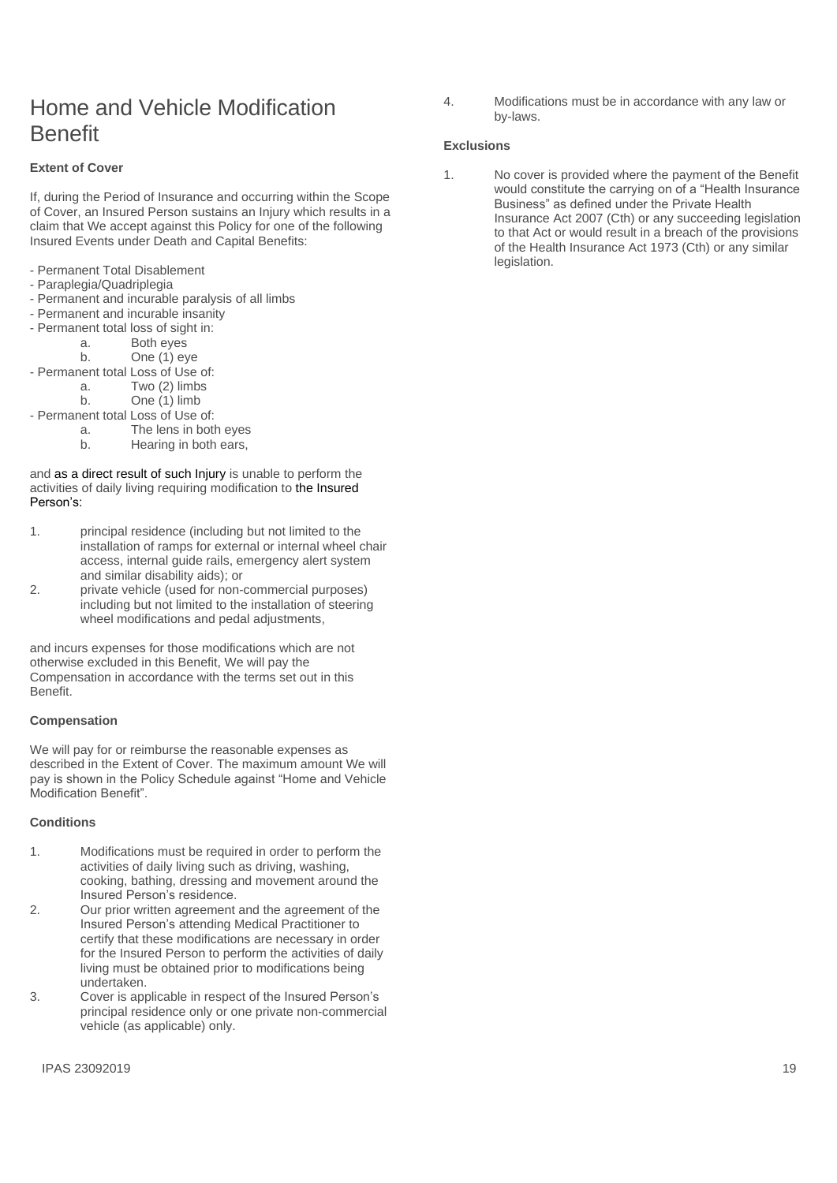# Home and Vehicle Modification Benefit

**Extent of Cover**

If, during the Period of Insurance and occurring within the Scope of Cover, an Insured Person sustains an Injury which results in a claim that We accept against this Policy for one of the following Insured Events under Death and Capital Benefits:

- Permanent Total Disablement
- Paraplegia/Quadriplegia
- Permanent and incurable paralysis of all limbs
- Permanent and incurable insanity
- Permanent total loss of sight in:
    - a. Both eyes
    - b. One (1) eye
- Permanent total Loss of Use of:
    - a. Two (2) limbs
    - b. One (1) limb
- Permanent total Loss of Use of:
    - a. The lens in both eyes
    - b. Hearing in both ears,

and as a direct result of such Injury is unable to perform the activities of daily living requiring modification to the Insured Person's:

1. principal residence (including but not limited to the installation of ramps for external or internal wheel chair access, internal guide rails, emergency alert system and similar disability aids); or
2. private vehicle (used for non-commercial purposes) including but not limited to the installation of steering wheel modifications and pedal adjustments,

and incurs expenses for those modifications which are not otherwise excluded in this Benefit, We will pay the Compensation in accordance with the terms set out in this Benefit.

**Compensation**

We will pay for or reimburse the reasonable expenses as described in the Extent of Cover. The maximum amount We will pay is shown in the Policy Schedule against "Home and Vehicle Modification Benefit".

**Conditions**

1. Modifications must be required in order to perform the activities of daily living such as driving, washing, cooking, bathing, dressing and movement around the Insured Person's residence.
2. Our prior written agreement and the agreement of the Insured Person's attending Medical Practitioner to certify that these modifications are necessary in order for the Insured Person to perform the activities of daily living must be obtained prior to modifications being undertaken.
3. Cover is applicable in respect of the Insured Person's principal residence only or one private non-commercial vehicle (as applicable) only.
4. Modifications must be in accordance with any law or by-laws.

**Exclusions**

1. No cover is provided where the payment of the Benefit would constitute the carrying on of a "Health Insurance Business" as defined under the Private Health Insurance Act 2007 (Cth) or any succeeding legislation to that Act or would result in a breach of the provisions of the Health Insurance Act 1973 (Cth) or any similar legislation.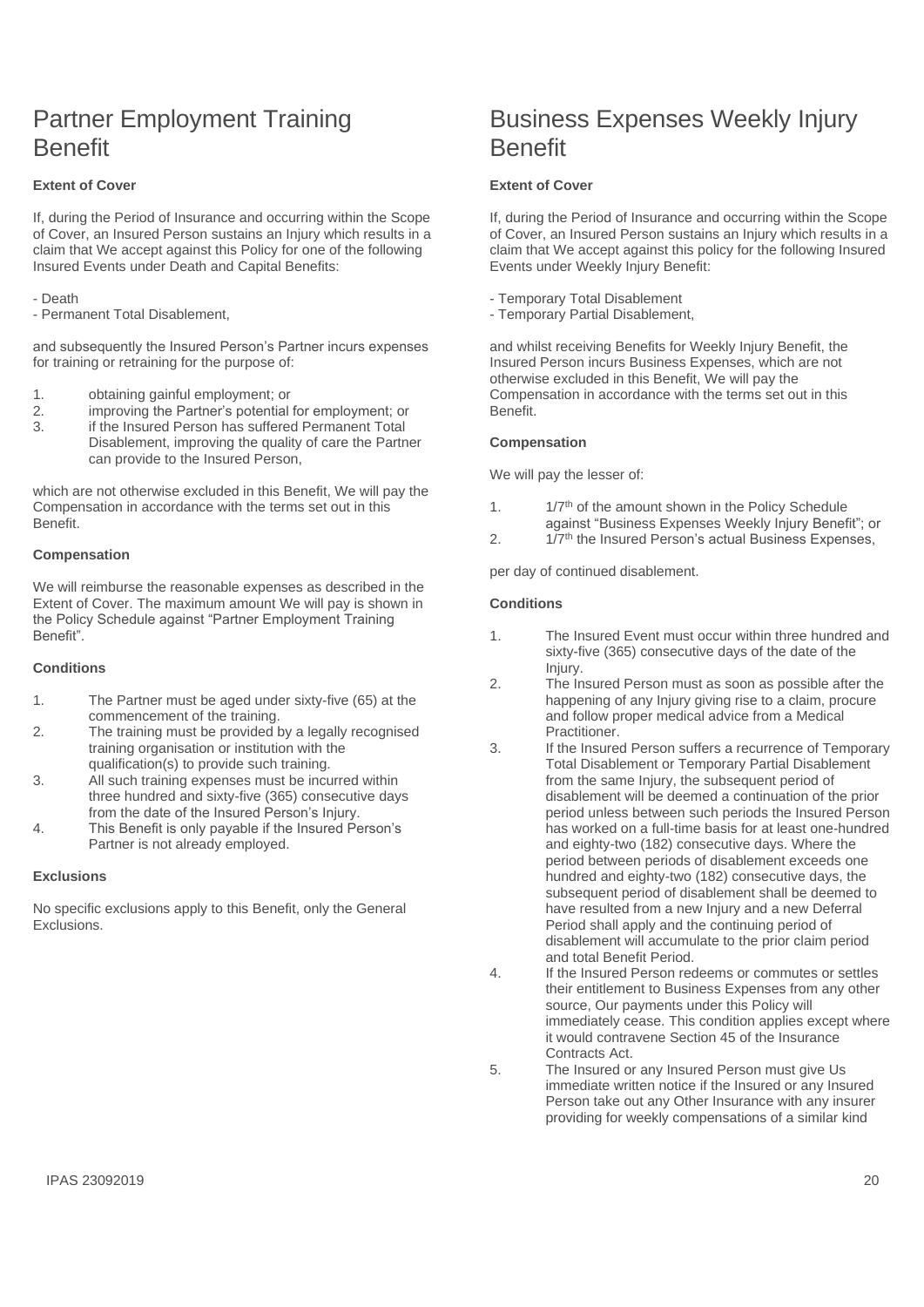# Partner Employment Training Benefit

**Extent of Cover**

If, during the Period of Insurance and occurring within the Scope of Cover, an Insured Person sustains an Injury which results in a claim that We accept against this Policy for one of the following Insured Events under Death and Capital Benefits:

- Death
- Permanent Total Disablement,

and subsequently the Insured Person's Partner incurs expenses for training or retraining for the purpose of:

1. obtaining gainful employment; or
2. improving the Partner's potential for employment; or
3. if the Insured Person has suffered Permanent Total Disablement, improving the quality of care the Partner can provide to the Insured Person,

which are not otherwise excluded in this Benefit, We will pay the Compensation in accordance with the terms set out in this Benefit.

**Compensation**

We will reimburse the reasonable expenses as described in the Extent of Cover. The maximum amount We will pay is shown in the Policy Schedule against "Partner Employment Training Benefit".

**Conditions**

1. The Partner must be aged under sixty-five (65) at the commencement of the training.
2. The training must be provided by a legally recognised training organisation or institution with the qualification(s) to provide such training.
3. All such training expenses must be incurred within three hundred and sixty-five (365) consecutive days from the date of the Insured Person's Injury.
4. This Benefit is only payable if the Insured Person's Partner is not already employed.

**Exclusions**

No specific exclusions apply to this Benefit, only the General Exclusions.

# Business Expenses Weekly Injury Benefit

**Extent of Cover**

If, during the Period of Insurance and occurring within the Scope of Cover, an Insured Person sustains an Injury which results in a claim that We accept against this policy for the following Insured Events under Weekly Injury Benefit:

- Temporary Total Disablement
- Temporary Partial Disablement,

and whilst receiving Benefits for Weekly Injury Benefit, the Insured Person incurs Business Expenses, which are not otherwise excluded in this Benefit, We will pay the Compensation in accordance with the terms set out in this Benefit.

**Compensation**

We will pay the lesser of:

1. 1/7th of the amount shown in the Policy Schedule against "Business Expenses Weekly Injury Benefit"; or
2. 1/7th the Insured Person's actual Business Expenses,

per day of continued disablement.

**Conditions**

1. The Insured Event must occur within three hundred and sixty-five (365) consecutive days of the date of the Injury.
2. The Insured Person must as soon as possible after the happening of any Injury giving rise to a claim, procure and follow proper medical advice from a Medical Practitioner.
3. If the Insured Person suffers a recurrence of Temporary Total Disablement or Temporary Partial Disablement from the same Injury, the subsequent period of disablement will be deemed a continuation of the prior period unless between such periods the Insured Person has worked on a full-time basis for at least one-hundred and eighty-two (182) consecutive days. Where the period between periods of disablement exceeds one hundred and eighty-two (182) consecutive days, the subsequent period of disablement shall be deemed to have resulted from a new Injury and a new Deferral Period shall apply and the continuing period of disablement will accumulate to the prior claim period and total Benefit Period.
4. If the Insured Person redeems or commutes or settles their entitlement to Business Expenses from any other source, Our payments under this Policy will immediately cease. This condition applies except where it would contravene Section 45 of the Insurance Contracts Act.
5. The Insured or any Insured Person must give Us immediate written notice if the Insured or any Insured Person take out any Other Insurance with any insurer providing for weekly compensations of a similar kind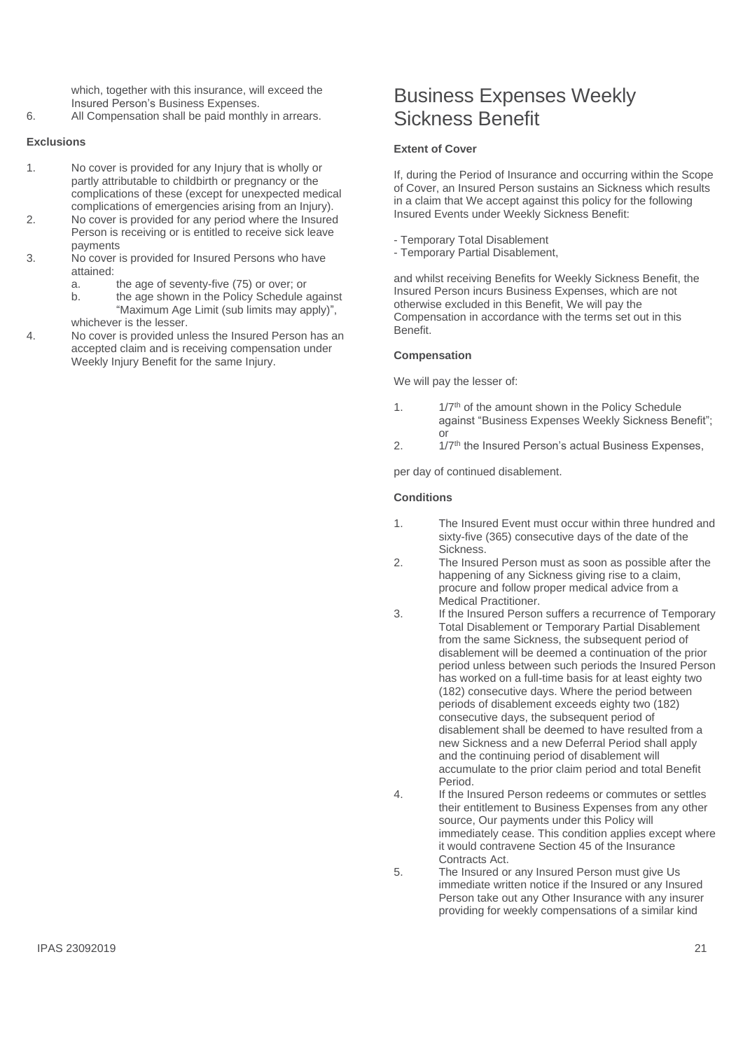which, together with this insurance, will exceed the Insured Person's Business Expenses.

6. All Compensation shall be paid monthly in arrears.

**Exclusions**

1. No cover is provided for any Injury that is wholly or partly attributable to childbirth or pregnancy or the complications of these (except for unexpected medical complications of emergencies arising from an Injury).
2. No cover is provided for any period where the Insured Person is receiving or is entitled to receive sick leave payments
3. No cover is provided for Insured Persons who have attained:
   a. the age of seventy-five (75) or over; or
   b. the age shown in the Policy Schedule against "Maximum Age Limit (sub limits may apply)",

   whichever is the lesser.
4. No cover is provided unless the Insured Person has an accepted claim and is receiving compensation under Weekly Injury Benefit for the same Injury.

# Business Expenses Weekly Sickness Benefit

**Extent of Cover**

If, during the Period of Insurance and occurring within the Scope of Cover, an Insured Person sustains an Sickness which results in a claim that We accept against this policy for the following Insured Events under Weekly Sickness Benefit:

- Temporary Total Disablement
- Temporary Partial Disablement,

and whilst receiving Benefits for Weekly Sickness Benefit, the Insured Person incurs Business Expenses, which are not otherwise excluded in this Benefit, We will pay the Compensation in accordance with the terms set out in this Benefit.

**Compensation**

We will pay the lesser of:

1. 1/7th of the amount shown in the Policy Schedule against "Business Expenses Weekly Sickness Benefit"; or
2. 1/7th the Insured Person's actual Business Expenses,

per day of continued disablement.

**Conditions**

1. The Insured Event must occur within three hundred and sixty-five (365) consecutive days of the date of the Sickness.
2. The Insured Person must as soon as possible after the happening of any Sickness giving rise to a claim, procure and follow proper medical advice from a Medical Practitioner.
3. If the Insured Person suffers a recurrence of Temporary Total Disablement or Temporary Partial Disablement from the same Sickness, the subsequent period of disablement will be deemed a continuation of the prior period unless between such periods the Insured Person has worked on a full-time basis for at least eighty two (182) consecutive days. Where the period between periods of disablement exceeds eighty two (182) consecutive days, the subsequent period of disablement shall be deemed to have resulted from a new Sickness and a new Deferral Period shall apply and the continuing period of disablement will accumulate to the prior claim period and total Benefit Period.
4. If the Insured Person redeems or commutes or settles their entitlement to Business Expenses from any other source, Our payments under this Policy will immediately cease. This condition applies except where it would contravene Section 45 of the Insurance Contracts Act.
5. The Insured or any Insured Person must give Us immediate written notice if the Insured or any Insured Person take out any Other Insurance with any insurer providing for weekly compensations of a similar kind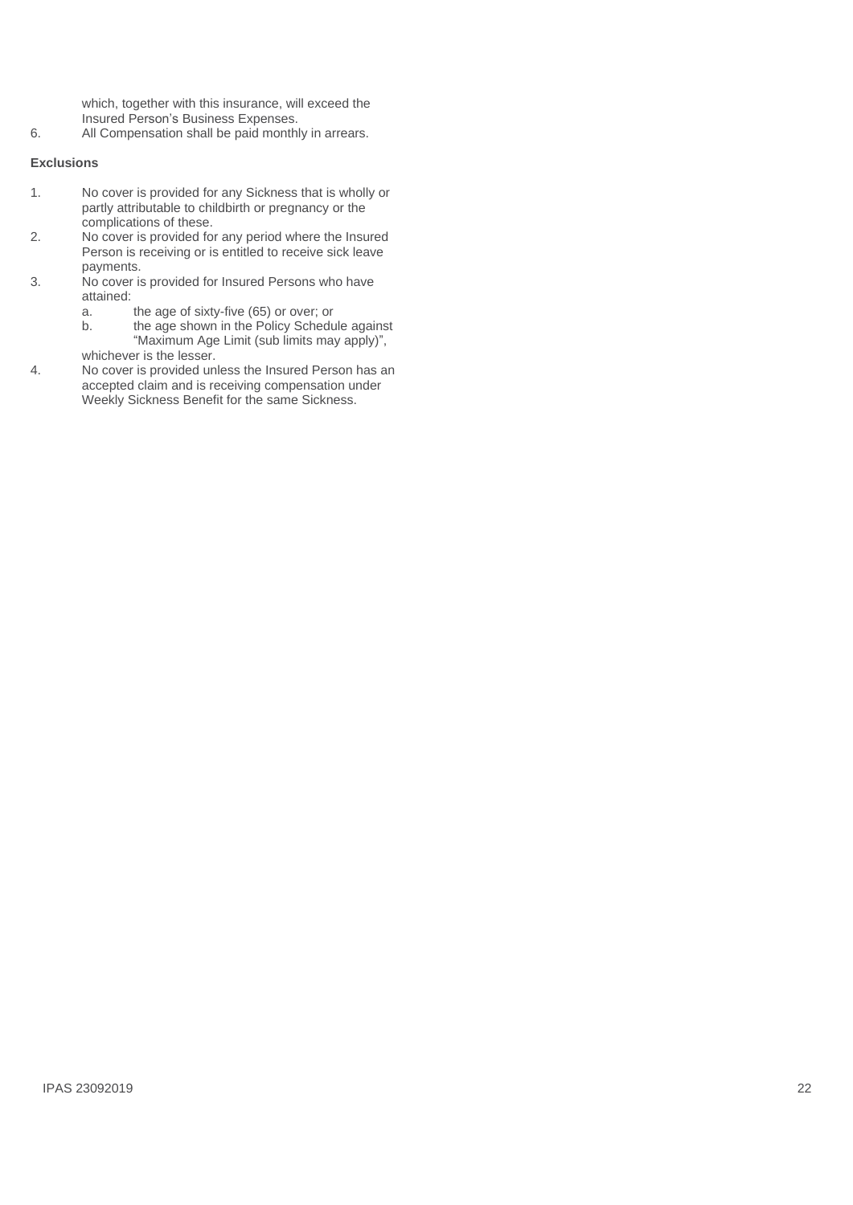which, together with this insurance, will exceed the Insured Person's Business Expenses.

6. All Compensation shall be paid monthly in arrears.

**Exclusions**

1. No cover is provided for any Sickness that is wholly or partly attributable to childbirth or pregnancy or the complications of these.
2. No cover is provided for any period where the Insured Person is receiving or is entitled to receive sick leave payments.
3. No cover is provided for Insured Persons who have attained:
   a. the age of sixty-five (65) or over; or
   b. the age shown in the Policy Schedule against "Maximum Age Limit (sub limits may apply)",

   whichever is the lesser.
4. No cover is provided unless the Insured Person has an accepted claim and is receiving compensation under Weekly Sickness Benefit for the same Sickness.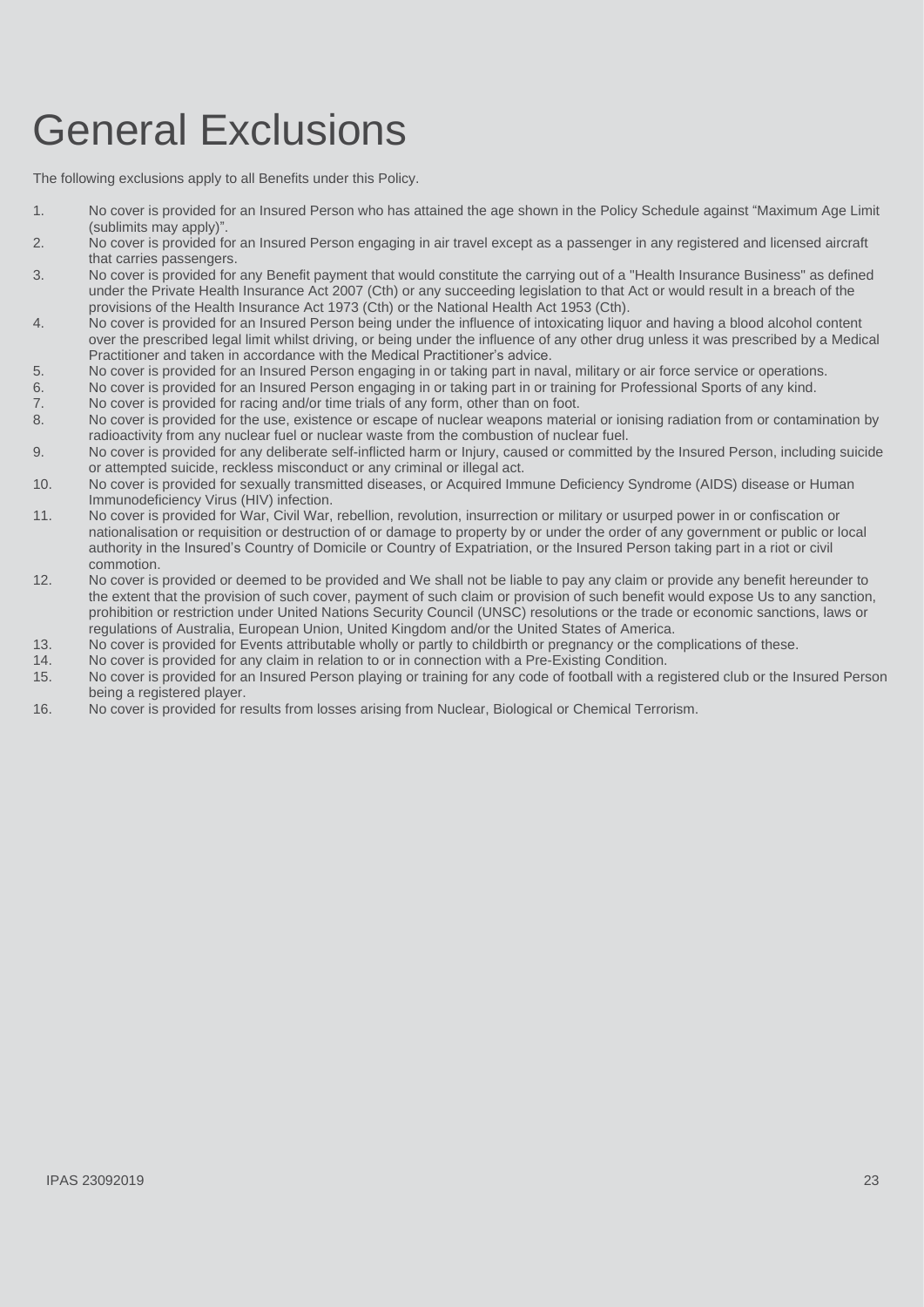# General Exclusions

The following exclusions apply to all Benefits under this Policy.

1. No cover is provided for an Insured Person who has attained the age shown in the Policy Schedule against "Maximum Age Limit (sublimits may apply)".
2. No cover is provided for an Insured Person engaging in air travel except as a passenger in any registered and licensed aircraft that carries passengers.
3. No cover is provided for any Benefit payment that would constitute the carrying out of a "Health Insurance Business" as defined under the Private Health Insurance Act 2007 (Cth) or any succeeding legislation to that Act or would result in a breach of the provisions of the Health Insurance Act 1973 (Cth) or the National Health Act 1953 (Cth).
4. No cover is provided for an Insured Person being under the influence of intoxicating liquor and having a blood alcohol content over the prescribed legal limit whilst driving, or being under the influence of any other drug unless it was prescribed by a Medical Practitioner and taken in accordance with the Medical Practitioner's advice.
5. No cover is provided for an Insured Person engaging in or taking part in naval, military or air force service or operations.
6. No cover is provided for an Insured Person engaging in or taking part in or training for Professional Sports of any kind.
7. No cover is provided for racing and/or time trials of any form, other than on foot.
8. No cover is provided for the use, existence or escape of nuclear weapons material or ionising radiation from or contamination by radioactivity from any nuclear fuel or nuclear waste from the combustion of nuclear fuel.
9. No cover is provided for any deliberate self-inflicted harm or Injury, caused or committed by the Insured Person, including suicide or attempted suicide, reckless misconduct or any criminal or illegal act.
10. No cover is provided for sexually transmitted diseases, or Acquired Immune Deficiency Syndrome (AIDS) disease or Human Immunodeficiency Virus (HIV) infection.
11. No cover is provided for War, Civil War, rebellion, revolution, insurrection or military or usurped power in or confiscation or nationalisation or requisition or destruction of or damage to property by or under the order of any government or public or local authority in the Insured's Country of Domicile or Country of Expatriation, or the Insured Person taking part in a riot or civil commotion.
12. No cover is provided or deemed to be provided and We shall not be liable to pay any claim or provide any benefit hereunder to the extent that the provision of such cover, payment of such claim or provision of such benefit would expose Us to any sanction, prohibition or restriction under United Nations Security Council (UNSC) resolutions or the trade or economic sanctions, laws or regulations of Australia, European Union, United Kingdom and/or the United States of America.
13. No cover is provided for Events attributable wholly or partly to childbirth or pregnancy or the complications of these.
14. No cover is provided for any claim in relation to or in connection with a Pre-Existing Condition.
15. No cover is provided for an Insured Person playing or training for any code of football with a registered club or the Insured Person being a registered player.
16. No cover is provided for results from losses arising from Nuclear, Biological or Chemical Terrorism.

IPAS 23092019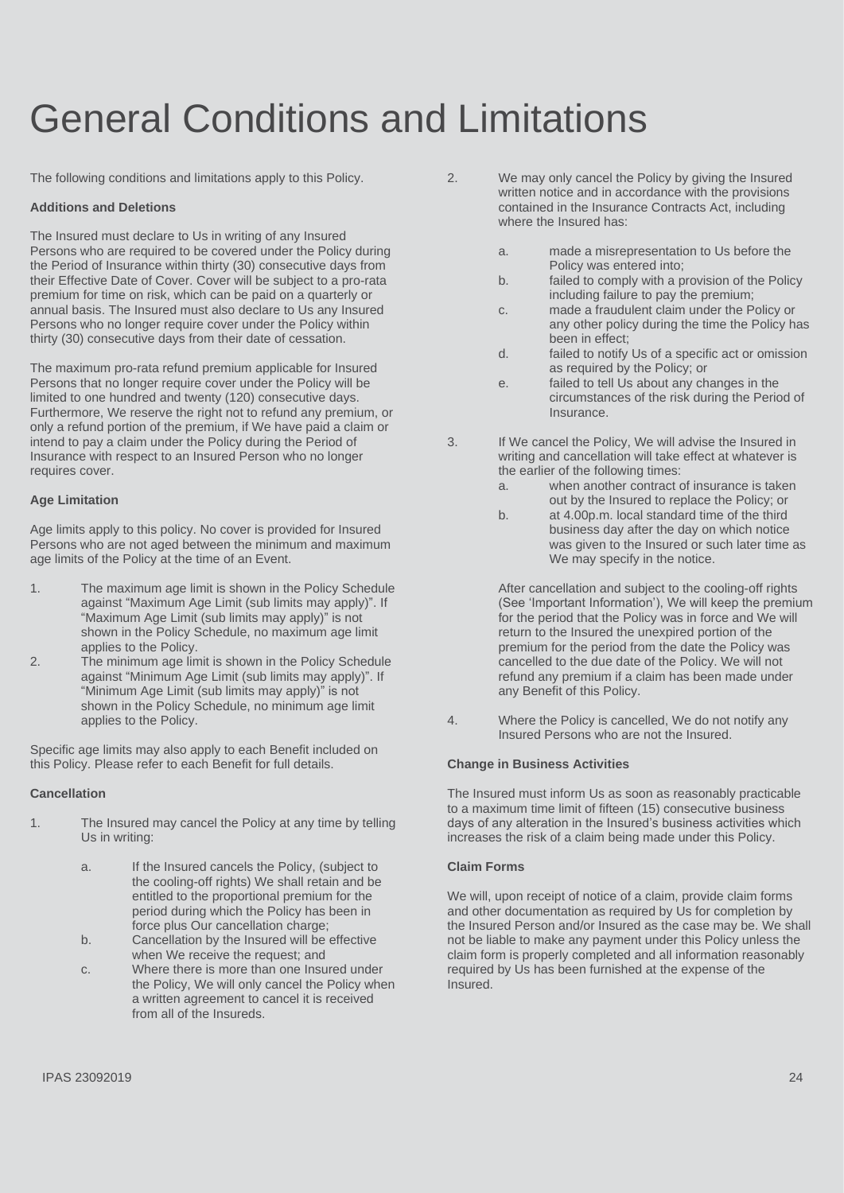# General Conditions and Limitations

The following conditions and limitations apply to this Policy.

**Additions and Deletions**

The Insured must declare to Us in writing of any Insured Persons who are required to be covered under the Policy during the Period of Insurance within thirty (30) consecutive days from their Effective Date of Cover. Cover will be subject to a pro-rata premium for time on risk, which can be paid on a quarterly or annual basis. The Insured must also declare to Us any Insured Persons who no longer require cover under the Policy within thirty (30) consecutive days from their date of cessation.

The maximum pro-rata refund premium applicable for Insured Persons that no longer require cover under the Policy will be limited to one hundred and twenty (120) consecutive days. Furthermore, We reserve the right not to refund any premium, or only a refund portion of the premium, if We have paid a claim or intend to pay a claim under the Policy during the Period of Insurance with respect to an Insured Person who no longer requires cover.

**Age Limitation**

Age limits apply to this policy. No cover is provided for Insured Persons that are not aged between the minimum and maximum age limits of the Policy at the time of an Event.

1. The maximum age limit is shown in the Policy Schedule against "Maximum Age Limit (sub limits may apply)". If "Maximum Age Limit (sub limits may apply)" is not shown in the Policy Schedule, no maximum age limit applies to the Policy.
2. The minimum age limit is shown in the Policy Schedule against "Minimum Age Limit (sub limits may apply)". If "Minimum Age Limit (sub limits may apply)" is not shown in the Policy Schedule, no minimum age limit applies to the Policy.

Specific age limits may also apply to each Benefit included on this Policy. Please refer to each Benefit for full details.

**Cancellation**

1. The Insured may cancel the Policy at any time by telling Us in writing:
   a. If the Insured cancels the Policy, (subject to the cooling-off rights) We shall retain and be entitled to the proportional premium for the period during which the Policy has been in force plus Our cancellation charge;
   b. Cancellation by the Insured will be effective when We receive the request; and
   c. Where there is more than one Insured under the Policy, We will only cancel the Policy when a written agreement to cancel it is received from all of the Insureds.
2. We may only cancel the Policy by giving the Insured written notice and in accordance with the provisions contained in the Insurance Contracts Act, including where the Insured has:
   a. made a misrepresentation to Us before the Policy was entered into;
   b. failed to comply with a provision of the Policy including failure to pay the premium;
   c. made a fraudulent claim under the Policy or any other policy during the time the Policy has been in effect;
   d. failed to notify Us of a specific act or omission as required by the Policy; or
   e. failed to tell Us about any changes in the circumstances of the risk during the Period of Insurance.
3. If We cancel the Policy, We will advise the Insured in writing and cancellation will take effect at whatever is the earlier of the following times:
   a. when another contract of insurance is taken out by the Insured to replace the Policy; or
   b. at 4.00p.m. local standard time of the third business day after the day on which notice was given to the Insured or such later time as We may specify in the notice.

   After cancellation and subject to the cooling-off rights (See 'Important Information'), We will keep the premium for the period that the Policy was in force and We will return to the Insured the unexpired portion of the premium for the period from the date the Policy was cancelled to the due date of the Policy. We will not refund any premium if a claim has been made under any Benefit of this Policy.
4. Where the Policy is cancelled, We do not notify any Insured Persons who are not the Insured.

**Change in Business Activities**

The Insured must inform Us as soon as reasonably practicable to a maximum time limit of fifteen (15) consecutive business days of any alteration in the Insured's business activities which increases the risk of a claim being made under this Policy.

**Claim Forms**

We will, upon receipt of notice of a claim, provide claim forms and other documentation as required by Us for completion by the Insured Person and/or Insured as the case may be. We shall not be liable to make any payment under this Policy unless the claim form is properly completed and all information reasonably required by Us has been furnished at the expense of the Insured.

IPAS 23092019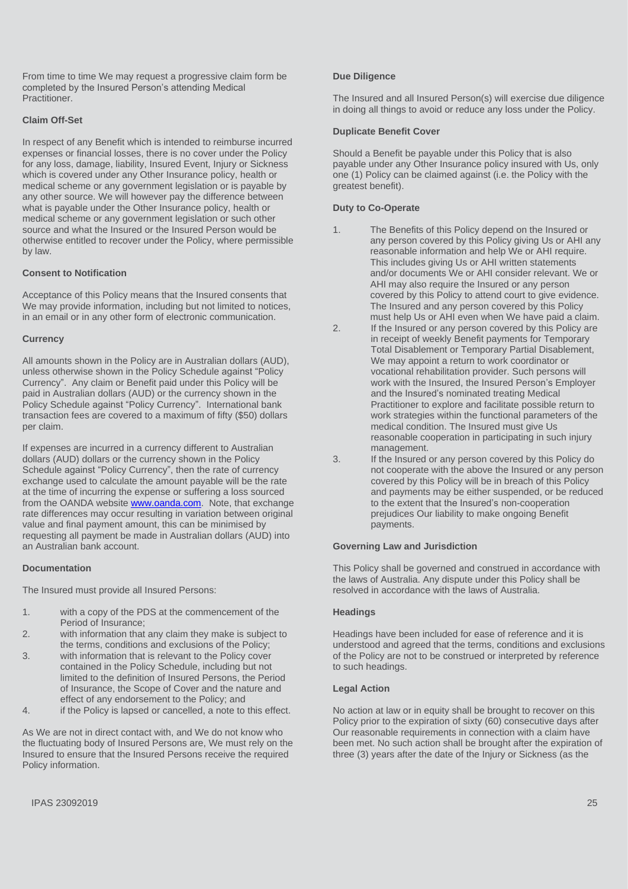From time to time We may request a progressive claim form be completed by the Insured Person's attending Medical Practitioner.

**Claim Off-Set**

In respect of any Benefit which is intended to reimburse incurred expenses or financial losses, there is no cover under the Policy for any loss, damage, liability, Insured Event, Injury or Sickness which is covered under any Other Insurance policy, health or medical scheme or any government legislation or is payable by any other source. We will however pay the difference between what is payable under the Other Insurance policy, health or medical scheme or any government legislation or such other source and what the Insured or the Insured Person would be otherwise entitled to recover under the Policy, where permissible by law.

**Consent to Notification**

Acceptance of this Policy means that the Insured consents that We may provide information, including but not limited to notices, in an email or in any other form of electronic communication.

**Currency**

All amounts shown in the Policy are in Australian dollars (AUD), unless otherwise shown in the Policy Schedule against "Policy Currency". Any claim or Benefit paid under this Policy will be paid in Australian dollars (AUD) or the currency shown in the Policy Schedule against "Policy Currency". International bank transaction fees are covered to a maximum of fifty ($50) dollars per claim.

If expenses are incurred in a currency different to Australian dollars (AUD) dollars or the currency shown in the Policy Schedule against "Policy Currency", then the rate of currency exchange used to calculate the amount payable will be the rate at the time of incurring the expense or suffering a loss sourced from the OANDA website www.oanda.com. Note, that exchange rate differences may occur resulting in variation between original value and final payment amount, this can be minimised by requesting all payment be made in Australian dollars (AUD) into an Australian bank account.

**Documentation**

The Insured must provide all Insured Persons:

1. with a copy of the PDS at the commencement of the Period of Insurance;
2. with information that any claim they make is subject to the terms, conditions and exclusions of the Policy;
3. with information that is relevant to the Policy cover contained in the Policy Schedule, including but not limited to the definition of Insured Persons, the Period of Insurance, the Scope of Cover and the nature and effect of any endorsement to the Policy; and
4. if the Policy is lapsed or cancelled, a note to this effect.

As We are not in direct contact with, and We do not know who the fluctuating body of Insured Persons are, We must rely on the Insured to ensure that the Insured Persons receive the required Policy information.

**Due Diligence**

The Insured and all Insured Person(s) will exercise due diligence in doing all things to avoid or reduce any loss under the Policy.

**Duplicate Benefit Cover**

Should a Benefit be payable under this Policy that is also payable under any Other Insurance policy insured with Us, only one (1) Policy can be claimed against (i.e. the Policy with the greatest benefit).

**Duty to Co-Operate**

1. The Benefits of this Policy depend on the Insured or any person covered by this Policy giving Us or AHI any reasonable information and help We or AHI require. This includes giving Us or AHI written statements and/or documents We or AHI consider relevant. We or AHI may also require the Insured or any person covered by this Policy to attend court to give evidence. The Insured and any person covered by this Policy must help Us or AHI even when We have paid a claim.
2. If the Insured or any person covered by this Policy are in receipt of weekly Benefit payments for Temporary Total Disablement or Temporary Partial Disablement, We may appoint a return to work coordinator or vocational rehabilitation provider. Such persons will work with the Insured, the Insured Person's Employer and the Insured's nominated treating Medical Practitioner to explore and facilitate possible return to work strategies within the functional parameters of the medical condition. The Insured must give Us reasonable cooperation in participating in such injury management.
3. If the Insured or any person covered by this Policy do not cooperate with the above the Insured or any person covered by this Policy will be in breach of this Policy and payments may be either suspended, or be reduced to the extent that the Insured's non-cooperation prejudices Our liability to make ongoing Benefit payments.

**Governing Law and Jurisdiction**

This Policy shall be governed and construed in accordance with the laws of Australia. Any dispute under this Policy shall be resolved in accordance with the laws of Australia.

**Headings**

Headings have been included for ease of reference and it is understood and agreed that the terms, conditions and exclusions of the Policy are not to be construed or interpreted by reference to such headings.

**Legal Action**

No action at law or in equity shall be brought to recover on this Policy prior to the expiration of sixty (60) consecutive days after Our reasonable requirements in connection with a claim have been met. No such action shall be brought after the expiration of three (3) years after the date of the Injury or Sickness (as the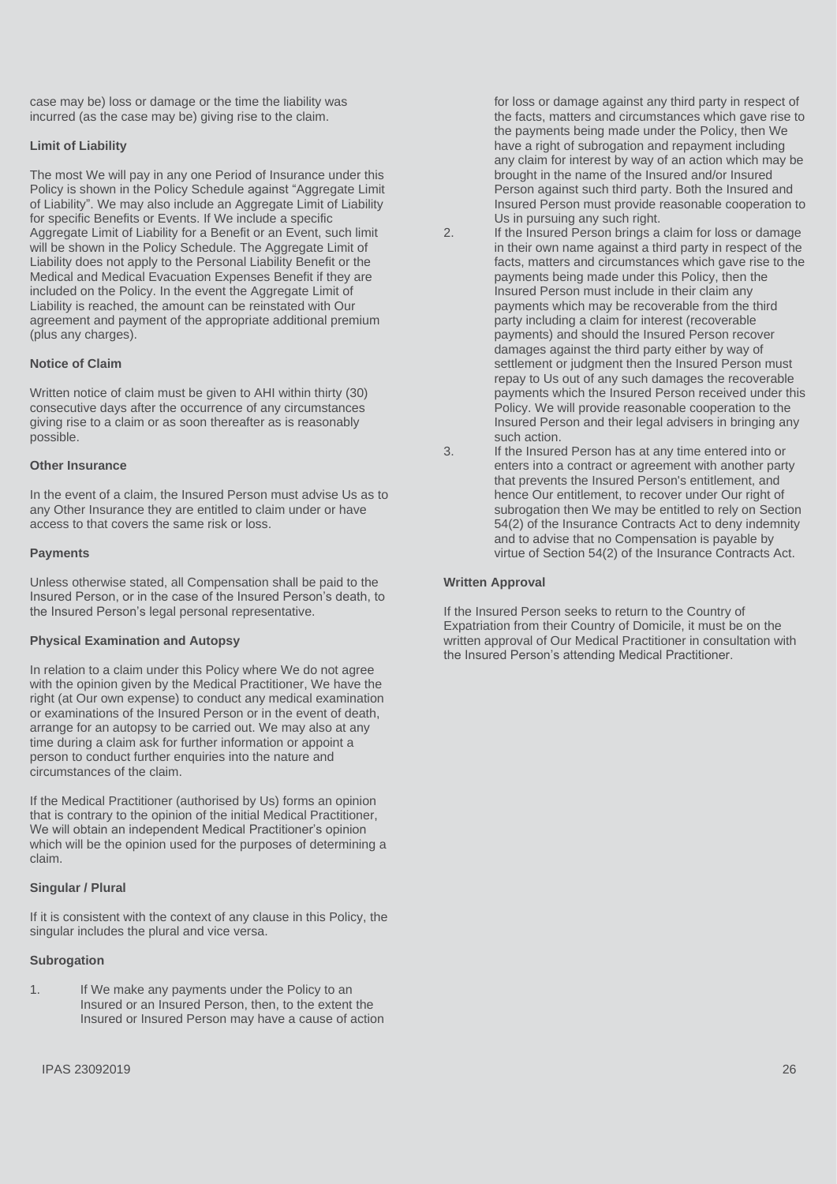case may be) loss or damage or the time the liability was incurred (as the case may be) giving rise to the claim.

**Limit of Liability**

The most We will pay in any one Period of Insurance under this Policy is shown in the Policy Schedule against "Aggregate Limit of Liability". We may also include an Aggregate Limit of Liability for specific Benefits or Events. If We include a specific Aggregate Limit of Liability for a Benefit or an Event, such limit will be shown in the Policy Schedule. The Aggregate Limit of Liability does not apply to the Personal Liability Benefit or the Medical and Medical Evacuation Expenses Benefit if they are included on the Policy. In the event the Aggregate Limit of Liability is reached, the amount can be reinstated with Our agreement and payment of the appropriate additional premium (plus any charges).

**Notice of Claim**

Written notice of claim must be given to AHI within thirty (30) consecutive days after the occurrence of any circumstances giving rise to a claim or as soon thereafter as is reasonably possible.

**Other Insurance**

In the event of a claim, the Insured Person must advise Us as to any Other Insurance they are entitled to claim under or have access to that covers the same risk or loss.

**Payments**

Unless otherwise stated, all Compensation shall be paid to the Insured Person, or in the case of the Insured Person's death, to the Insured Person's legal personal representative.

**Physical Examination and Autopsy**

In relation to a claim under this Policy where We do not agree with the opinion given by the Medical Practitioner, We have the right (at Our own expense) to conduct any medical examination or examinations of the Insured Person or in the event of death, arrange for an autopsy to be carried out. We may also at any time during a claim ask for further information or appoint a person to conduct further enquiries into the nature and circumstances of the claim.

If the Medical Practitioner (authorised by Us) forms an opinion that is contrary to the opinion of the initial Medical Practitioner, We will obtain an independent Medical Practitioner's opinion which will be the opinion used for the purposes of determining a claim.

**Singular / Plural**

If it is consistent with the context of any clause in this Policy, the singular includes the plural and vice versa.

**Subrogation**

1. If We make any payments under the Policy to an Insured or an Insured Person, then, to the extent the Insured or Insured Person may have a cause of action for loss or damage against any third party in respect of the facts, matters and circumstances which gave rise to the payments being made under the Policy, then We have a right of subrogation and repayment including any claim for interest by way of an action which may be brought in the name of the Insured and/or Insured Person against such third party. Both the Insured and Insured Person must provide reasonable cooperation to Us in pursuing any such right.
2. If the Insured Person brings a claim for loss or damage in their own name against a third party in respect of the facts, matters and circumstances which gave rise to the payments being made under this Policy, then the Insured Person must include in their claim any payments which may be recoverable from the third party including a claim for interest (recoverable payments) and should the Insured Person recover damages against the third party either by way of settlement or judgment then the Insured Person must repay to Us out of any such damages the recoverable payments which the Insured Person received under this Policy. We will provide reasonable cooperation to the Insured Person and their legal advisers in bringing any such action.
3. If the Insured Person has at any time entered into or enters into a contract or agreement with another party that prevents the Insured Person's entitlement, and hence Our entitlement, to recover under Our right of subrogation then We may be entitled to rely on Section 54(2) of the Insurance Contracts Act to deny indemnity and to advise that no Compensation is payable by virtue of Section 54(2) of the Insurance Contracts Act.

**Written Approval**

If the Insured Person seeks to return to the Country of Expatriation from their Country of Domicile, it must be on the written approval of Our Medical Practitioner in consultation with the Insured Person's attending Medical Practitioner.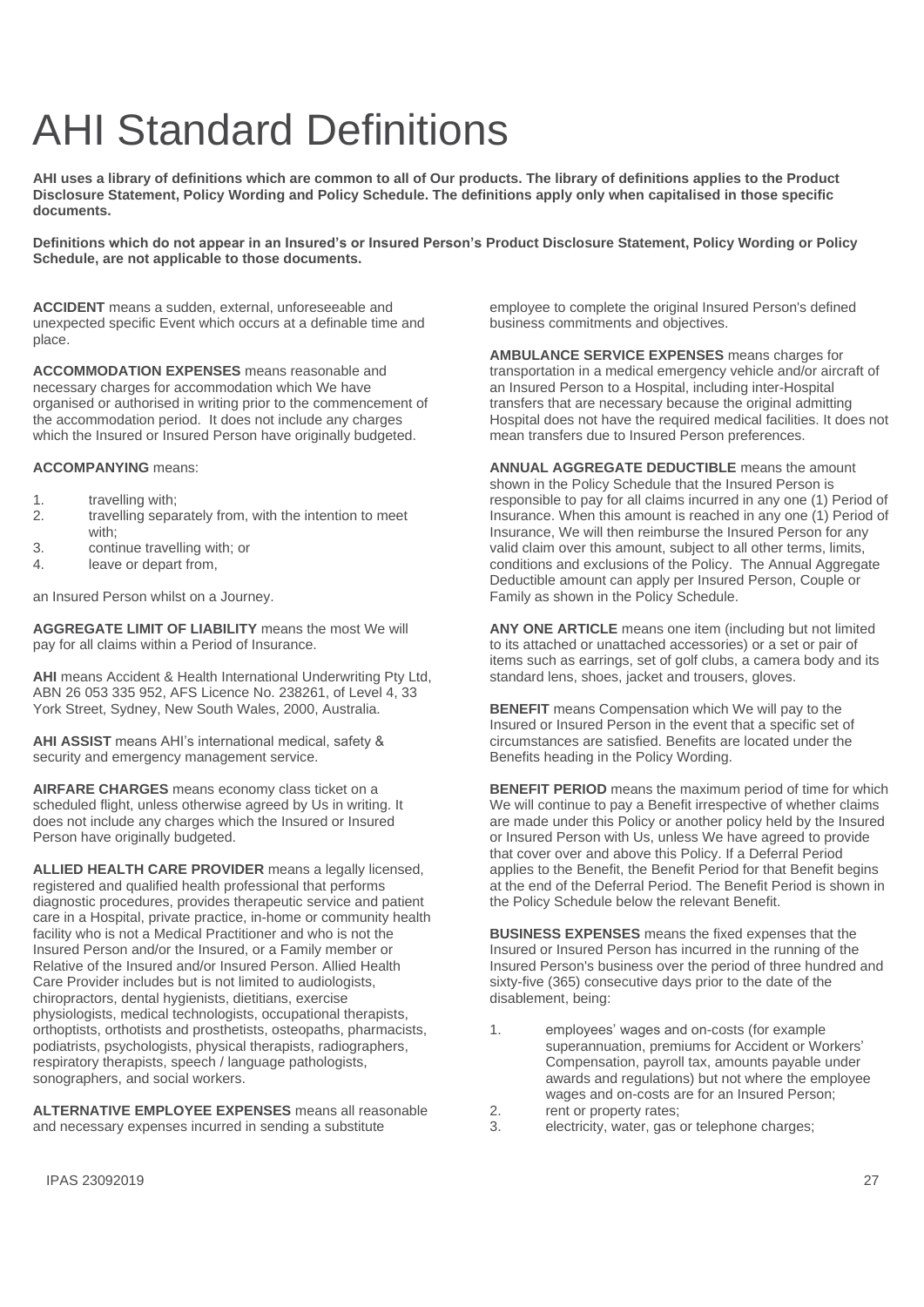# AHI Standard Definitions

**AHI uses a library of definitions which are common to all of Our products. The library of definitions applies to the Product Disclosure Statement, Policy Wording and Policy Schedule. The definitions apply only when capitalised in those specific documents.**

**Definitions which do not appear in an Insured's or Insured Person's Product Disclosure Statement, Policy Wording or Policy Schedule, are not applicable to those documents.**

**ACCIDENT** means a sudden, external, unforeseeable and unexpected specific Event which occurs at a definable time and place.

**ACCOMMODATION EXPENSES** means reasonable and necessary charges for accommodation which We have organised or authorised in writing prior to the commencement of the accommodation period. It does not include any charges which the Insured or Insured Person have originally budgeted.

**ACCOMPANYING** means:

1. travelling with;
2. travelling separately from, with the intention to meet with;
3. continue travelling with; or
4. leave or depart from,

an Insured Person whilst on a Journey.

**AGGREGATE LIMIT OF LIABILITY** means the most We will pay for all claims within a Period of Insurance.

**AHI** means Accident & Health International Underwriting Pty Ltd, ABN 26 053 335 952, AFS Licence No. 238261, of Level 4, 33 York Street, Sydney, New South Wales, 2000, Australia.

**AHI ASSIST** means AHI's international medical, safety & security and emergency management service.

**AIRFARE CHARGES** means economy class ticket on a scheduled flight, unless otherwise agreed by Us in writing. It does not include any charges which the Insured or Insured Person have originally budgeted.

**ALLIED HEALTH CARE PROVIDER** means a legally licensed, registered and qualified health professional that performs diagnostic procedures, provides therapeutic service and patient care in a Hospital, private practice, in-home or community health facility who is not a Medical Practitioner and who is not the Insured Person and/or the Insured, or a Family member or Relative of the Insured and/or Insured Person. Allied Health Care Provider includes but is not limited to audiologists, chiropractors, dental hygienists, dietitians, exercise physiologists, medical technologists, occupational therapists, orthoptists, orthotists and prosthetists, osteopaths, pharmacists, podiatrists, psychologists, physical therapists, radiographers, respiratory therapists, speech / language pathologists, sonographers, and social workers.

**ALTERNATIVE EMPLOYEE EXPENSES** means all reasonable and necessary expenses incurred in sending a substitute employee to complete the original Insured Person's defined business commitments and objectives.

**AMBULANCE SERVICE EXPENSES** means charges for transportation in a medical emergency vehicle and/or aircraft of an Insured Person to a Hospital, including inter-Hospital transfers that are necessary because the original admitting Hospital does not have the required medical facilities. It does not mean transfers due to Insured Person preferences.

**ANNUAL AGGREGATE DEDUCTIBLE** means the amount shown in the Policy Schedule that the Insured Person is responsible to pay for all claims incurred in any one (1) Period of Insurance. When this amount is reached in any one (1) Period of Insurance, We will then reimburse the Insured Person for any valid claim over this amount, subject to all other terms, limits, conditions and exclusions of the Policy. The Annual Aggregate Deductible amount can apply per Insured Person, Couple or Family as shown in the Policy Schedule.

**ANY ONE ARTICLE** means one item (including but not limited to its attached or unattached accessories) or a set or pair of items such as earrings, set of golf clubs, a camera body and its standard lens, shoes, jacket and trousers, gloves.

**BENEFIT** means Compensation which We will pay to the Insured or Insured Person in the event that a specific set of circumstances are satisfied. Benefits are located under the Benefits heading in the Policy Wording.

**BENEFIT PERIOD** means the maximum period of time for which We will continue to pay a Benefit irrespective of whether claims are made under this Policy or another policy held by the Insured or Insured Person with Us, unless We have agreed to provide that cover over and above this Policy. If a Deferral Period applies to the Benefit, the Benefit Period for that Benefit begins at the end of the Deferral Period. The Benefit Period is shown in the Policy Schedule below the relevant Benefit.

**BUSINESS EXPENSES** means the fixed expenses that the Insured or Insured Person has incurred in the running of the Insured Person's business over the period of three hundred and sixty-five (365) consecutive days prior to the date of the disablement, being:

1. employees' wages and on-costs (for example superannuation, premiums for Accident or Workers' Compensation, payroll tax, amounts payable under awards and regulations) but not where the employee wages and on-costs are for an Insured Person;
2. rent or property rates;
3. electricity, water, gas or telephone charges;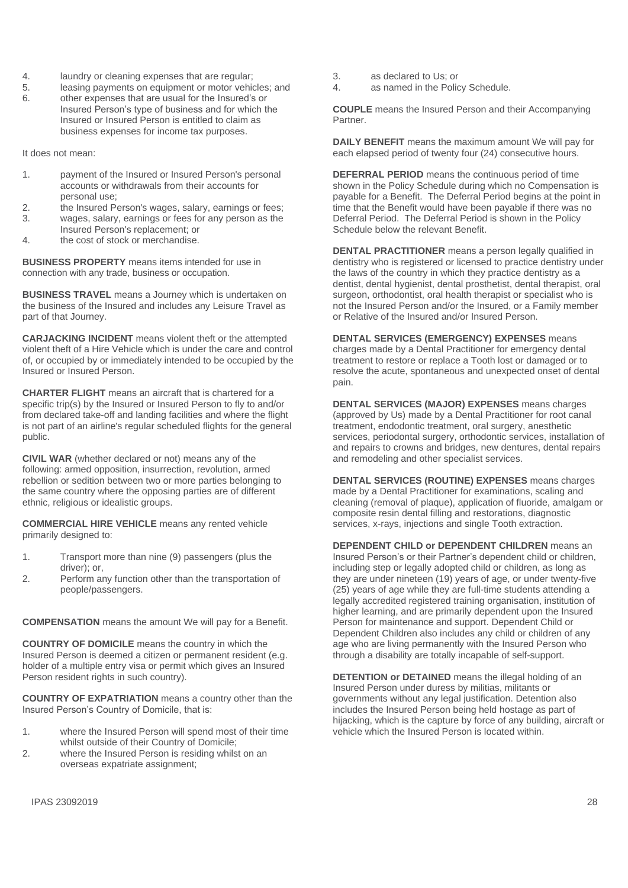4. laundry or cleaning expenses that are regular;
5. leasing payments on equipment or motor vehicles; and
6. other expenses that are usual for the Insured's or Insured Person's type of business and for which the Insured or Insured Person is entitled to claim as business expenses for income tax purposes.

It does not mean:

1. payment of the Insured or Insured Person's personal accounts or withdrawals from their accounts for personal use;
2. the Insured Person's wages, salary, earnings or fees;
3. wages, salary, earnings or fees for any person as the Insured Person's replacement; or
4. the cost of stock or merchandise.

**BUSINESS PROPERTY** means items intended for use in connection with any trade, business or occupation.

**BUSINESS TRAVEL** means a Journey which is undertaken on the business of the Insured and includes any Leisure Travel as part of that Journey.

**CARJACKING INCIDENT** means violent theft or the attempted violent theft of a Hire Vehicle which is under the care and control of, or occupied by or immediately intended to be occupied by the Insured or Insured Person.

**CHARTER FLIGHT** means an aircraft that is chartered for a specific trip(s) by the Insured or Insured Person to fly to and/or from declared take-off and landing facilities and where the flight is not part of an airline's regular scheduled flights for the general public.

**CIVIL WAR** (whether declared or not) means any of the following: armed opposition, insurrection, revolution, armed rebellion or sedition between two or more parties belonging to the same country where the opposing parties are of different ethnic, religious or idealistic groups.

**COMMERCIAL HIRE VEHICLE** means any rented vehicle primarily designed to:

1. Transport more than nine (9) passengers (plus the driver); or,
2. Perform any function other than the transportation of people/passengers.

**COMPENSATION** means the amount We will pay for a Benefit.

**COUNTRY OF DOMICILE** means the country in which the Insured Person is deemed a citizen or permanent resident (e.g. holder of a multiple entry visa or permit which gives an Insured Person resident rights in such country).

**COUNTRY OF EXPATRIATION** means a country other than the Insured Person's Country of Domicile, that is:

1. where the Insured Person will spend most of their time whilst outside of their Country of Domicile;
2. where the Insured Person is residing whilst on an overseas expatriate assignment;
3. as declared to Us; or
4. as named in the Policy Schedule.

**COUPLE** means the Insured Person and their Accompanying Partner.

**DAILY BENEFIT** means the maximum amount We will pay for each elapsed period of twenty four (24) consecutive hours.

**DEFERRAL PERIOD** means the continuous period of time shown in the Policy Schedule during which no Compensation is payable for a Benefit. The Deferral Period begins at the point in time that the Benefit would have been payable if there was no Deferral Period. The Deferral Period is shown in the Policy Schedule below the relevant Benefit.

**DENTAL PRACTITIONER** means a person legally qualified in dentistry who is registered or licensed to practice dentistry under the laws of the country in which they practice dentistry as a dentist, dental hygienist, dental prosthetist, dental therapist, oral surgeon, orthodontist, oral health therapist or specialist who is not the Insured Person and/or the Insured, or a Family member or Relative of the Insured and/or Insured Person.

**DENTAL SERVICES (EMERGENCY) EXPENSES** means charges made by a Dental Practitioner for emergency dental treatment to restore or replace a Tooth lost or damaged or to resolve the acute, spontaneous and unexpected onset of dental pain.

**DENTAL SERVICES (MAJOR) EXPENSES** means charges (approved by Us) made by a Dental Practitioner for root canal treatment, endodontic treatment, oral surgery, anesthetic services, periodontal surgery, orthodontic services, installation of and repairs to crowns and bridges, new dentures, dental repairs and remodeling and other specialist services.

**DENTAL SERVICES (ROUTINE) EXPENSES** means charges made by a Dental Practitioner for examinations, scaling and cleaning (removal of plaque), application of fluoride, amalgam or composite resin dental filling and restorations, diagnostic services, x-rays, injections and single Tooth extraction.

**DEPENDENT CHILD or DEPENDENT CHILDREN** means an Insured Person's or their Partner's dependent child or children, including step or legally adopted child or children, as long as they are under nineteen (19) years of age, or under twenty-five (25) years of age while they are full-time students attending a legally accredited registered training organisation, institution of higher learning, and are primarily dependent upon the Insured Person for maintenance and support. Dependent Child or Dependent Children also includes any child or children of any age who are living permanently with the Insured Person who through a disability are totally incapable of self-support.

**DETENTION or DETAINED** means the illegal holding of an Insured Person under duress by militias, militants or governments without any legal justification. Detention also includes the Insured Person being held hostage as part of hijacking, which is the capture by force of any building, aircraft or vehicle which the Insured Person is located within.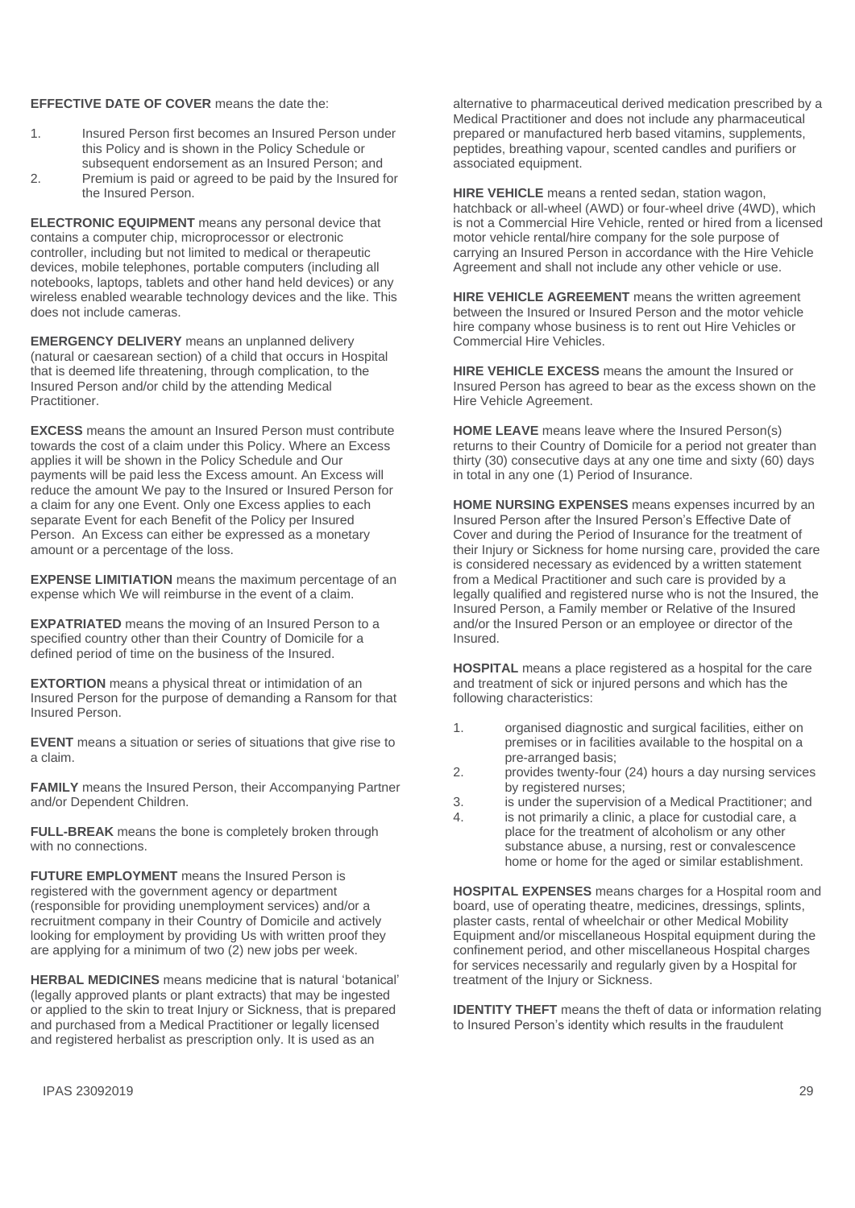**EFFECTIVE DATE OF COVER** means the date the:

1. Insured Person first becomes an Insured Person under this Policy and is shown in the Policy Schedule or subsequent endorsement as an Insured Person; and
2. Premium is paid or agreed to be paid by the Insured for the Insured Person.

**ELECTRONIC EQUIPMENT** means any personal device that contains a computer chip, microprocessor or electronic controller, including but not limited to medical or therapeutic devices, mobile telephones, portable computers (including all notebooks, laptops, tablets and other hand held devices) or any wireless enabled wearable technology devices and the like. This does not include cameras.

**EMERGENCY DELIVERY** means an unplanned delivery (natural or caesarean section) of a child that occurs in Hospital that is deemed life threatening, through complication, to the Insured Person and/or child by the attending Medical Practitioner.

**EXCESS** means the amount an Insured Person must contribute towards the cost of a claim under this Policy. Where an Excess applies it will be shown in the Policy Schedule and Our payments will be paid less the Excess amount. An Excess will reduce the amount We pay to the Insured or Insured Person for a claim for any one Event. Only one Excess applies to each separate Event for each Benefit of the Policy per Insured Person. An Excess can either be expressed as a monetary amount or a percentage of the loss.

**EXPENSE LIMITIATION** means the maximum percentage of an expense which We will reimburse in the event of a claim.

**EXPATRIATED** means the moving of an Insured Person to a specified country other than their Country of Domicile for a defined period of time on the business of the Insured.

**EXTORTION** means a physical threat or intimidation of an Insured Person for the purpose of demanding a Ransom for that Insured Person.

**EVENT** means a situation or series of situations that give rise to a claim.

**FAMILY** means the Insured Person, their Accompanying Partner and/or Dependent Children.

**FULL-BREAK** means the bone is completely broken through with no connections.

**FUTURE EMPLOYMENT** means the Insured Person is registered with the government agency or department (responsible for providing unemployment services) and/or a recruitment company in their Country of Domicile and actively looking for employment by providing Us with written proof they are applying for a minimum of two (2) new jobs per week.

**HERBAL MEDICINES** means medicine that is natural 'botanical' (legally approved plants or plant extracts) that may be ingested or applied to the skin to treat Injury or Sickness, that is prepared and purchased from a Medical Practitioner or legally licensed and registered herbalist as prescription only. It is used as an alternative to pharmaceutical derived medication prescribed by a Medical Practitioner and does not include any pharmaceutical prepared or manufactured herb based vitamins, supplements, peptides, breathing vapour, scented candles and purifiers or associated equipment.

**HIRE VEHICLE** means a rented sedan, station wagon, hatchback or all-wheel (AWD) or four-wheel drive (4WD), which is not a Commercial Hire Vehicle, rented or hired from a licensed motor vehicle rental/hire company for the sole purpose of carrying an Insured Person in accordance with the Hire Vehicle Agreement and shall not include any other vehicle or use.

**HIRE VEHICLE AGREEMENT** means the written agreement between the Insured or Insured Person and the motor vehicle hire company whose business is to rent out Hire Vehicles or Commercial Hire Vehicles.

**HIRE VEHICLE EXCESS** means the amount the Insured or Insured Person has agreed to bear as the excess shown on the Hire Vehicle Agreement.

**HOME LEAVE** means leave where the Insured Person(s) returns to their Country of Domicile for a period not greater than thirty (30) consecutive days at any one time and sixty (60) days in total in any one (1) Period of Insurance.

**HOME NURSING EXPENSES** means expenses incurred by an Insured Person after the Insured Person's Effective Date of Cover and during the Period of Insurance for the treatment of their Injury or Sickness for home nursing care, provided the care is considered necessary as evidenced by a written statement from a Medical Practitioner and such care is provided by a legally qualified and registered nurse who is not the Insured, the Insured Person, a Family member or Relative of the Insured and/or the Insured Person or an employee or director of the Insured.

**HOSPITAL** means a place registered as a hospital for the care and treatment of sick or injured persons and which has the following characteristics:

1. organised diagnostic and surgical facilities, either on premises or in facilities available to the hospital on a pre-arranged basis;
2. provides twenty-four (24) hours a day nursing services by registered nurses;
3. is under the supervision of a Medical Practitioner; and
4. is not primarily a clinic, a place for custodial care, a place for the treatment of alcoholism or any other substance abuse, a nursing, rest or convalescence home or home for the aged or similar establishment.

**HOSPITAL EXPENSES** means charges for a Hospital room and board, use of operating theatre, medicines, dressings, splints, plaster casts, rental of wheelchair or other Medical Mobility Equipment and/or miscellaneous Hospital equipment during the confinement period, and other miscellaneous Hospital charges for services necessarily and regularly given by a Hospital for treatment of the Injury or Sickness.

**IDENTITY THEFT** means the theft of data or information relating to Insured Person's identity which results in the fraudulent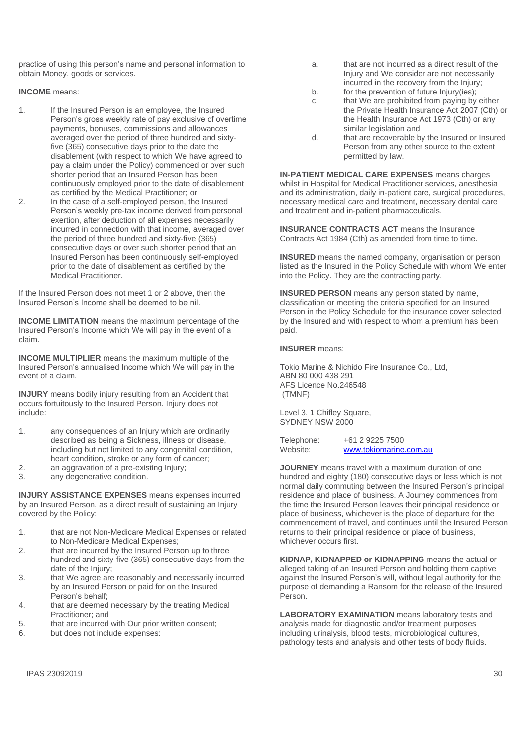practice of using this person's name and personal information to obtain Money, goods or services.

**INCOME** means:

1. If the Insured Person is an employee, the Insured Person's gross weekly rate of pay exclusive of overtime payments, bonuses, commissions and allowances averaged over the period of three hundred and sixty-five (365) consecutive days prior to the date the disablement (with respect to which We have agreed to pay a claim under the Policy) commenced or over such shorter period that an Insured Person has been continuously employed prior to the date of disablement as certified by the Medical Practitioner; or
2. In the case of a self-employed person, the Insured Person's weekly pre-tax income derived from personal exertion, after deduction of all expenses necessarily incurred in connection with that income, averaged over the period of three hundred and sixty-five (365) consecutive days or over such shorter period that an Insured Person has been continuously self-employed prior to the date of disablement as certified by the Medical Practitioner.

If the Insured Person does not meet 1 or 2 above, then the Insured Person's Income shall be deemed to be nil.

**INCOME LIMITATION** means the maximum percentage of the Insured Person's Income which We will pay in the event of a claim.

**INCOME MULTIPLIER** means the maximum multiple of the Insured Person's annualised Income which We will pay in the event of a claim.

**INJURY** means bodily injury resulting from an Accident that occurs fortuitously to the Insured Person. Injury does not include:

1. any consequences of an Injury which are ordinarily described as being a Sickness, illness or disease, including but not limited to any congenital condition, heart condition, stroke or any form of cancer;
2. an aggravation of a pre-existing Injury;
3. any degenerative condition.

**INJURY ASSISTANCE EXPENSES** means expenses incurred by an Insured Person, as a direct result of sustaining an Injury covered by the Policy:

1. that are not Non-Medicare Medical Expenses or related to Non-Medicare Medical Expenses;
2. that are incurred by the Insured Person up to three hundred and sixty-five (365) consecutive days from the date of the Injury;
3. that We agree are reasonably and necessarily incurred by an Insured Person or paid for on the Insured Person's behalf;
4. that are deemed necessary by the treating Medical Practitioner; and
5. that are incurred with Our prior written consent;
6. but does not include expenses:
   a. that are not incurred as a direct result of the Injury and We consider are not necessarily incurred in the recovery from the Injury;
   b. for the prevention of future Injury(ies);
   c. that We are prohibited from paying by either the Private Health Insurance Act 2007 (Cth) or the Health Insurance Act 1973 (Cth) or any similar legislation and
   d. that are recoverable by the Insured or Insured Person from any other source to the extent permitted by law.

**IN-PATIENT MEDICAL CARE EXPENSES** means charges whilst in Hospital for Medical Practitioner services, anesthesia and its administration, daily in-patient care, surgical procedures, necessary medical care and treatment, necessary dental care and treatment and in-patient pharmaceuticals.

**INSURANCE CONTRACTS ACT** means the Insurance Contracts Act 1984 (Cth) as amended from time to time.

**INSURED** means the named company, organisation or person listed as the Insured in the Policy Schedule with whom We enter into the Policy. They are the contracting party.

**INSURED PERSON** means any person stated by name, classification or meeting the criteria specified for an Insured Person in the Policy Schedule for the insurance cover selected by the Insured and with respect to whom a premium has been paid.

**INSURER** means:

Tokio Marine & Nichido Fire Insurance Co., Ltd,
ABN 80 000 438 291
AFS Licence No.246548
(TMNF)

Level 3, 1 Chifley Square,
SYDNEY NSW 2000

Telephone: +61 2 9225 7500
Website: www.tokiomarine.com.au

**JOURNEY** means travel with a maximum duration of one hundred and eighty (180) consecutive days or less which is not normal daily commuting between the Insured Person's principal residence and place of business. A Journey commences from the time the Insured Person leaves their principal residence or place of business, whichever is the place of departure for the commencement of travel, and continues until the Insured Person returns to their principal residence or place of business, whichever occurs first.

**KIDNAP, KIDNAPPED or KIDNAPPING** means the actual or alleged taking of an Insured Person and holding them captive against the Insured Person's will, without legal authority for the purpose of demanding a Ransom for the release of the Insured Person.

**LABORATORY EXAMINATION** means laboratory tests and analysis made for diagnostic and/or treatment purposes including urinalysis, blood tests, microbiological cultures, pathology tests and analysis and other tests of body fluids.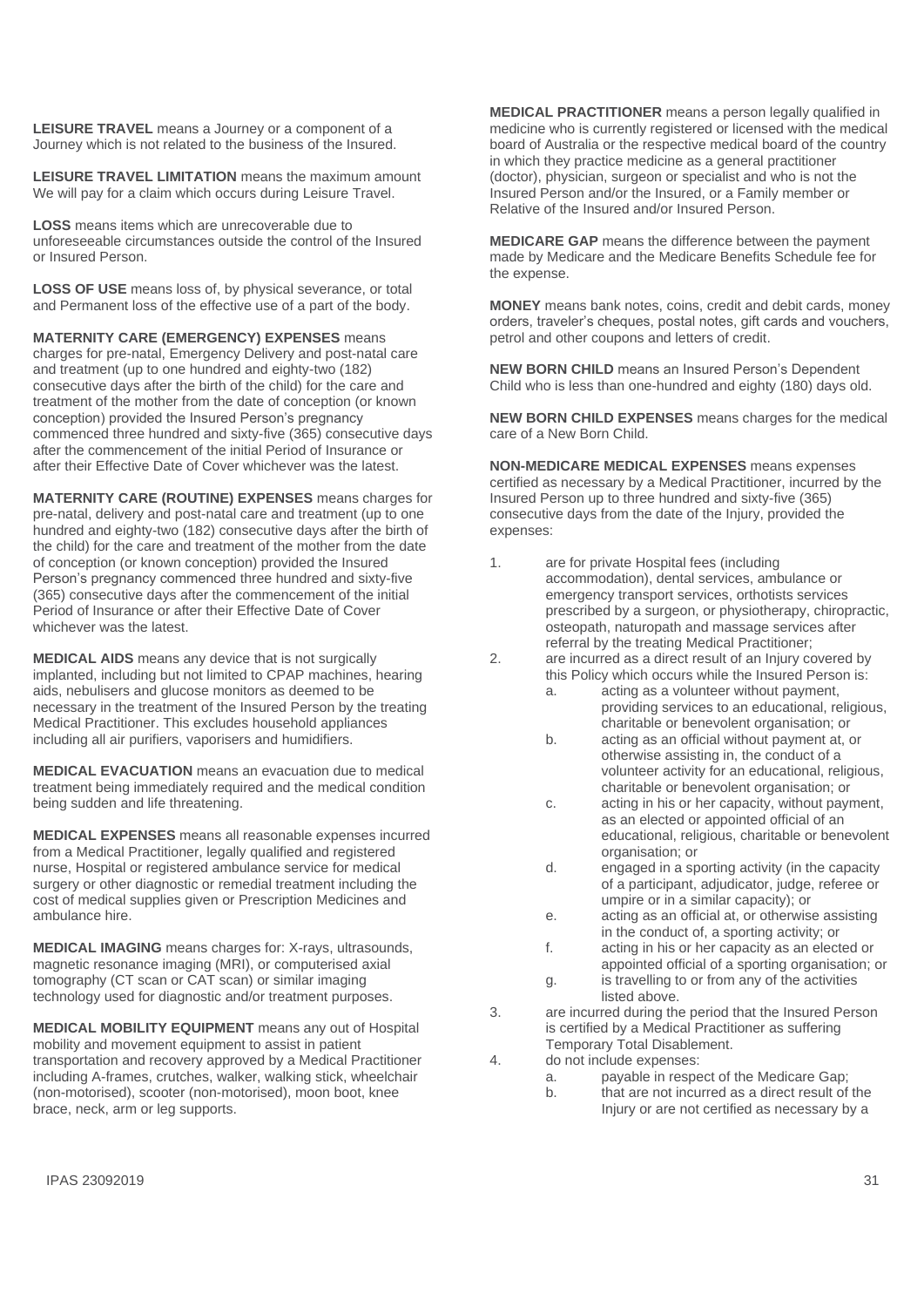**LEISURE TRAVEL** means a Journey or a component of a Journey which is not related to the business of the Insured.

**LEISURE TRAVEL LIMITATION** means the maximum amount We will pay for a claim which occurs during Leisure Travel.

**LOSS** means items which are unrecoverable due to unforeseeable circumstances outside the control of the Insured or Insured Person.

**LOSS OF USE** means loss of, by physical severance, or total and Permanent loss of the effective use of a part of the body.

**MATERNITY CARE (EMERGENCY) EXPENSES** means charges for pre-natal, Emergency Delivery and post-natal care and treatment (up to one hundred and eighty-two (182) consecutive days after the birth of the child) for the care and treatment of the mother from the date of conception (or known conception) provided the Insured Person's pregnancy commenced three hundred and sixty-five (365) consecutive days after the commencement of the initial Period of Insurance or after their Effective Date of Cover whichever was the latest.

**MATERNITY CARE (ROUTINE) EXPENSES** means charges for pre-natal, delivery and post-natal care and treatment (up to one hundred and eighty-two (182) consecutive days after the birth of the child) for the care and treatment of the mother from the date of conception (or known conception) provided the Insured Person's pregnancy commenced three hundred and sixty-five (365) consecutive days after the commencement of the initial Period of Insurance or after their Effective Date of Cover whichever was the latest.

**MEDICAL AIDS** means any device that is not surgically implanted, including but not limited to CPAP machines, hearing aids, nebulisers and glucose monitors as deemed to be necessary in the treatment of the Insured Person by the treating Medical Practitioner. This excludes household appliances including all air purifiers, vaporisers and humidifiers.

**MEDICAL EVACUATION** means an evacuation due to medical treatment being immediately required and the medical condition being sudden and life threatening.

**MEDICAL EXPENSES** means all reasonable expenses incurred from a Medical Practitioner, legally qualified and registered nurse, Hospital or registered ambulance service for medical surgery or other diagnostic or remedial treatment including the cost of medical supplies given or Prescription Medicines and ambulance hire.

**MEDICAL IMAGING** means charges for: X-rays, ultrasounds, magnetic resonance imaging (MRI), or computerised axial tomography (CT scan or CAT scan) or similar imaging technology used for diagnostic and/or treatment purposes.

**MEDICAL MOBILITY EQUIPMENT** means any out of Hospital mobility and movement equipment to assist in patient transportation and recovery approved by a Medical Practitioner including A-frames, crutches, walker, walking stick, wheelchair (non-motorised), scooter (non-motorised), moon boot, knee brace, neck, arm or leg supports.

**MEDICAL PRACTITIONER** means a person legally qualified in medicine who is currently registered or licensed with the medical board of Australia or the respective medical board of the country in which they practice medicine as a general practitioner (doctor), physician, surgeon or specialist and who is not the Insured Person and/or the Insured, or a Family member or Relative of the Insured and/or Insured Person.

**MEDICARE GAP** means the difference between the payment made by Medicare and the Medicare Benefits Schedule fee for the expense.

**MONEY** means bank notes, coins, credit and debit cards, money orders, traveler's cheques, postal notes, gift cards and vouchers, petrol and other coupons and letters of credit.

**NEW BORN CHILD** means an Insured Person's Dependent Child who is less than one-hundred and eighty (180) days old.

**NEW BORN CHILD EXPENSES** means charges for the medical care of a New Born Child.

**NON-MEDICARE MEDICAL EXPENSES** means expenses certified as necessary by a Medical Practitioner, incurred by the Insured Person up to three hundred and sixty-five (365) consecutive days from the date of the Injury, provided the expenses:

1. are for private Hospital fees (including accommodation), dental services, ambulance or emergency transport services, orthotists services prescribed by a surgeon, or physiotherapy, chiropractic, osteopath, naturopath and massage services after referral by the treating Medical Practitioner;
2. are incurred as a direct result of an Injury covered by this Policy which occurs while the Insured Person is:
   a. acting as a volunteer without payment, providing services to an educational, religious, charitable or benevolent organisation; or
   b. acting as an official without payment at, or otherwise assisting in, the conduct of a volunteer activity for an educational, religious, charitable or benevolent organisation; or
   c. acting in his or her capacity, without payment, as an elected or appointed official of an educational, religious, charitable or benevolent organisation; or
   d. engaged in a sporting activity (in the capacity of a participant, adjudicator, judge, referee or umpire or in a similar capacity); or
   e. acting as an official at, or otherwise assisting in the conduct of, a sporting activity; or
   f. acting in his or her capacity as an elected or appointed official of a sporting organisation; or
   g. is travelling to or from any of the activities listed above.
3. are incurred during the period that the Insured Person is certified by a Medical Practitioner as suffering Temporary Total Disablement.
4. do not include expenses:
   a. payable in respect of the Medicare Gap;
   b. that are not incurred as a direct result of the Injury or are not certified as necessary by a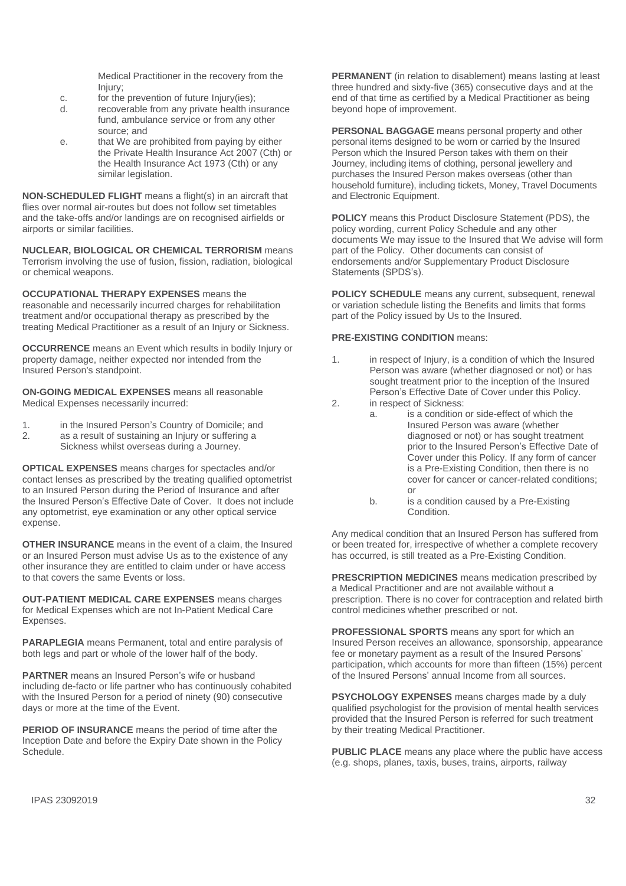Medical Practitioner in the recovery from the Injury;

c. for the prevention of future Injury(ies);
d. recoverable from any private health insurance fund, ambulance service or from any other source; and
e. that We are prohibited from paying by either the Private Health Insurance Act 2007 (Cth) or the Health Insurance Act 1973 (Cth) or any similar legislation.

**NON-SCHEDULED FLIGHT** means a flight(s) in an aircraft that flies over normal air-routes but does not follow set timetables and the take-offs and/or landings are on recognised airfields or airports or similar facilities.

**NUCLEAR, BIOLOGICAL OR CHEMICAL TERRORISM** means Terrorism involving the use of fusion, fission, radiation, biological or chemical weapons.

**OCCUPATIONAL THERAPY EXPENSES** means the reasonable and necessarily incurred charges for rehabilitation treatment and/or occupational therapy as prescribed by the treating Medical Practitioner as a result of an Injury or Sickness.

**OCCURRENCE** means an Event which results in bodily Injury or property damage, neither expected nor intended from the Insured Person's standpoint.

**ON-GOING MEDICAL EXPENSES** means all reasonable Medical Expenses necessarily incurred:

1. in the Insured Person's Country of Domicile; and
2. as a result of sustaining an Injury or suffering a Sickness whilst overseas during a Journey.

**OPTICAL EXPENSES** means charges for spectacles and/or contact lenses as prescribed by the treating qualified optometrist to an Insured Person during the Period of Insurance and after the Insured Person's Effective Date of Cover. It does not include any optometrist, eye examination or any other optical service expense.

**OTHER INSURANCE** means in the event of a claim, the Insured or an Insured Person must advise Us as to the existence of any other insurance they are entitled to claim under or have access to that covers the same Events or loss.

**OUT-PATIENT MEDICAL CARE EXPENSES** means charges for Medical Expenses which are not In-Patient Medical Care Expenses.

**PARAPLEGIA** means Permanent, total and entire paralysis of both legs and part or whole of the lower half of the body.

**PARTNER** means an Insured Person's wife or husband including de-facto or life partner who has continuously cohabited with the Insured Person for a period of ninety (90) consecutive days or more at the time of the Event.

**PERIOD OF INSURANCE** means the period of time after the Inception Date and before the Expiry Date shown in the Policy Schedule.

**PERMANENT** (in relation to disablement) means lasting at least three hundred and sixty-five (365) consecutive days and at the end of that time as certified by a Medical Practitioner as being beyond hope of improvement.

**PERSONAL BAGGAGE** means personal property and other personal items designed to be worn or carried by the Insured Person which the Insured Person takes with them on their Journey, including items of clothing, personal jewellery and purchases the Insured Person makes overseas (other than household furniture), including tickets, Money, Travel Documents and Electronic Equipment.

**POLICY** means this Product Disclosure Statement (PDS), the policy wording, current Policy Schedule and any other documents We may issue to the Insured that We advise will form part of the Policy. Other documents can consist of endorsements and/or Supplementary Product Disclosure Statements (SPDS's).

**POLICY SCHEDULE** means any current, subsequent, renewal or variation schedule listing the Benefits and limits that forms part of the Policy issued by Us to the Insured.

**PRE-EXISTING CONDITION** means:

1. in respect of Injury, is a condition of which the Insured Person was aware (whether diagnosed or not) or has sought treatment prior to the inception of the Insured Person's Effective Date of Cover under this Policy.
2. in respect of Sickness:
   a. is a condition or side-effect of which the Insured Person was aware (whether diagnosed or not) or has sought treatment prior to the Insured Person's Effective Date of Cover under this Policy. If any form of cancer is a Pre-Existing Condition, then there is no cover for cancer or cancer-related conditions; or
   b. is a condition caused by a Pre-Existing Condition.

Any medical condition that an Insured Person has suffered from or been treated for, irrespective of whether a complete recovery has occurred, is still treated as a Pre-Existing Condition.

**PRESCRIPTION MEDICINES** means medication prescribed by a Medical Practitioner and are not available without a prescription. There is no cover for contraception and related birth control medicines whether prescribed or not.

**PROFESSIONAL SPORTS** means any sport for which an Insured Person receives an allowance, sponsorship, appearance fee or monetary payment as a result of the Insured Persons' participation, which accounts for more than fifteen (15%) percent of the Insured Persons' annual Income from all sources.

**PSYCHOLOGY EXPENSES** means charges made by a duly qualified psychologist for the provision of mental health services provided that the Insured Person is referred for such treatment by their treating Medical Practitioner.

**PUBLIC PLACE** means any place where the public have access (e.g. shops, planes, taxis, buses, trains, airports, railway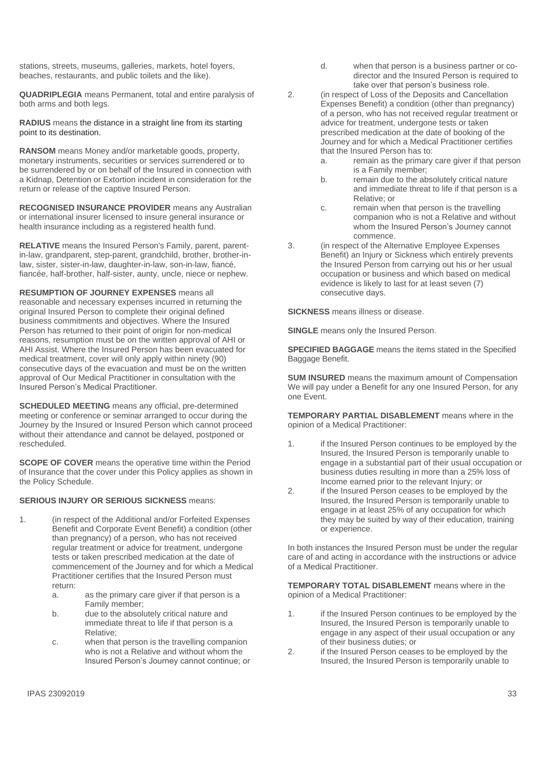stations, streets, museums, galleries, markets, hotel foyers, beaches, restaurants, and public toilets and the like).

**QUADRIPLEGIA** means Permanent, total and entire paralysis of both arms and both legs.

**RADIUS** means the distance in a straight line from its starting point to its destination.

**RANSOM** means Money and/or marketable goods, property, monetary instruments, securities or services surrendered or to be surrendered by or on behalf of the Insured in connection with a Kidnap, Detention or Extortion incident in consideration for the return or release of the captive Insured Person.

**RECOGNISED INSURANCE PROVIDER** means any Australian or international insurer licensed to insure general insurance or health insurance including as a registered health fund.

**RELATIVE** means the Insured Person's Family, parent, parent-in-law, grandparent, step-parent, grandchild, brother, brother-in-law, sister, sister-in-law, daughter-in-law, son-in-law, fiancé, fiancée, half-brother, half-sister, aunty, uncle, niece or nephew.

**RESUMPTION OF JOURNEY EXPENSES** means all reasonable and necessary expenses incurred in returning the original Insured Person to complete their original defined business commitments and objectives. Where the Insured Person has returned to their point of origin for non-medical reasons, resumption must be on the written approval of AHI or AHI Assist. Where the Insured Person has been evacuated for medical treatment, cover will only apply within ninety (90) consecutive days of the evacuation and must be on the written approval of Our Medical Practitioner in consultation with the Insured Person's Medical Practitioner.

**SCHEDULED MEETING** means any official, pre-determined meeting or conference or seminar arranged to occur during the Journey by the Insured or Insured Person which cannot proceed without their attendance and cannot be delayed, postponed or rescheduled.

**SCOPE OF COVER** means the operative time within the Period of Insurance that the cover under this Policy applies as shown in the Policy Schedule.

**SERIOUS INJURY OR SERIOUS SICKNESS** means:

1. (in respect of the Additional and/or Forfeited Expenses Benefit and Corporate Event Benefit) a condition (other than pregnancy) of a person, who has not received regular treatment or advice for treatment, undergone tests or taken prescribed medication at the date of commencement of the Journey and for which a Medical Practitioner certifies that the Insured Person must return:
   a. as the primary care giver if that person is a Family member;
   b. due to the absolutely critical nature and immediate threat to life if that person is a Relative;
   c. when that person is the travelling companion who is not a Relative and without whom the Insured Person's Journey cannot continue; or
   d. when that person is a business partner or co-director and the Insured Person is required to take over that person's business role.
2. (in respect of Loss of the Deposits and Cancellation Expenses Benefit) a condition (other than pregnancy) of a person, who has not received regular treatment or advice for treatment, undergone tests or taken prescribed medication at the date of booking of the Journey and for which a Medical Practitioner certifies that the Insured Person has to:
   a. remain as the primary care giver if that person is a Family member;
   b. remain due to the absolutely critical nature and immediate threat to life if that person is a Relative; or
   c. remain when that person is the travelling companion who is not a Relative and without whom the Insured Person's Journey cannot commence.
3. (in respect of the Alternative Employee Expenses Benefit) an Injury or Sickness which entirely prevents the Insured Person from carrying out his or her usual occupation or business and which based on medical evidence is likely to last for at least seven (7) consecutive days.

**SICKNESS** means illness or disease.

**SINGLE** means only the Insured Person.

**SPECIFIED BAGGAGE** means the items stated in the Specified Baggage Benefit.

**SUM INSURED** means the maximum amount of Compensation We will pay under a Benefit for any one Insured Person, for any one Event.

**TEMPORARY PARTIAL DISABLEMENT** means where in the opinion of a Medical Practitioner:

1. if the Insured Person continues to be employed by the Insured, the Insured Person is temporarily unable to engage in a substantial part of their usual occupation or business duties resulting in more than a 25% loss of Income earned prior to the relevant Injury; or
2. if the Insured Person ceases to be employed by the Insured, the Insured Person is temporarily unable to engage in at least 25% of any occupation for which they may be suited by way of their education, training or experience.

In both instances the Insured Person must be under the regular care of and acting in accordance with the instructions or advice of a Medical Practitioner.

**TEMPORARY TOTAL DISABLEMENT** means where in the opinion of a Medical Practitioner:

1. if the Insured Person continues to be employed by the Insured, the Insured Person is temporarily unable to engage in any aspect of their usual occupation or any of their business duties; or
2. if the Insured Person ceases to be employed by the Insured, the Insured Person is temporarily unable to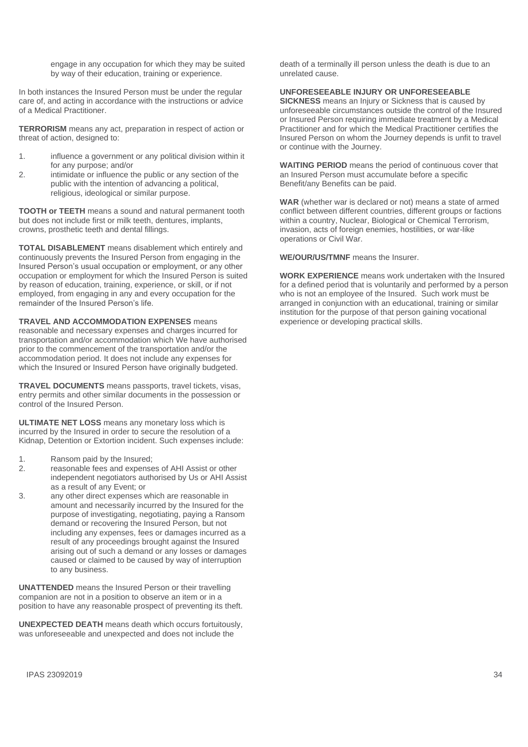engage in any occupation for which they may be suited by way of their education, training or experience.

In both instances the Insured Person must be under the regular care of, and acting in accordance with the instructions or advice of a Medical Practitioner.

**TERRORISM** means any act, preparation in respect of action or threat of action, designed to:

1. influence a government or any political division within it for any purpose; and/or
2. intimidate or influence the public or any section of the public with the intention of advancing a political, religious, ideological or similar purpose.

**TOOTH or TEETH** means a sound and natural permanent tooth but does not include first or milk teeth, dentures, implants, crowns, prosthetic teeth and dental fillings.

**TOTAL DISABLEMENT** means disablement which entirely and continuously prevents the Insured Person from engaging in the Insured Person's usual occupation or employment, or any other occupation or employment for which the Insured Person is suited by reason of education, training, experience, or skill, or if not employed, from engaging in any and every occupation for the remainder of the Insured Person's life.

**TRAVEL AND ACCOMMODATION EXPENSES** means reasonable and necessary expenses and charges incurred for transportation and/or accommodation which We have authorised prior to the commencement of the transportation and/or the accommodation period. It does not include any expenses for which the Insured or Insured Person have originally budgeted.

**TRAVEL DOCUMENTS** means passports, travel tickets, visas, entry permits and other similar documents in the possession or control of the Insured Person.

**ULTIMATE NET LOSS** means any monetary loss which is incurred by the Insured in order to secure the resolution of a Kidnap, Detention or Extortion incident. Such expenses include:

1. Ransom paid by the Insured;
2. reasonable fees and expenses of AHI Assist or other independent negotiators authorised by Us or AHI Assist as a result of any Event; or
3. any other direct expenses which are reasonable in amount and necessarily incurred by the Insured for the purpose of investigating, negotiating, paying a Ransom demand or recovering the Insured Person, but not including any expenses, fees or damages incurred as a result of any proceedings brought against the Insured arising out of such a demand or any losses or damages caused or claimed to be caused by way of interruption to any business.

**UNATTENDED** means the Insured Person or their travelling companion are not in a position to observe an item or in a position to have any reasonable prospect of preventing its theft.

**UNEXPECTED DEATH** means death which occurs fortuitously, was unforeseeable and unexpected and does not include the death of a terminally ill person unless the death is due to an unrelated cause.

**UNFORESEEABLE INJURY OR UNFORESEEABLE SICKNESS** means an Injury or Sickness that is caused by unforeseeable circumstances outside the control of the Insured or Insured Person requiring immediate treatment by a Medical Practitioner and for which the Medical Practitioner certifies the Insured Person on whom the Journey depends is unfit to travel or continue with the Journey.

**WAITING PERIOD** means the period of continuous cover that an Insured Person must accumulate before a specific Benefit/any Benefits can be paid.

**WAR** (whether war is declared or not) means a state of armed conflict between different countries, different groups or factions within a country, Nuclear, Biological or Chemical Terrorism, invasion, acts of foreign enemies, hostilities, or war-like operations or Civil War.

**WE/OUR/US/TMNF** means the Insurer.

**WORK EXPERIENCE** means work undertaken with the Insured for a defined period that is voluntarily and performed by a person who is not an employee of the Insured. Such work must be arranged in conjunction with an educational, training or similar institution for the purpose of that person gaining vocational experience or developing practical skills.

IPAS 23092019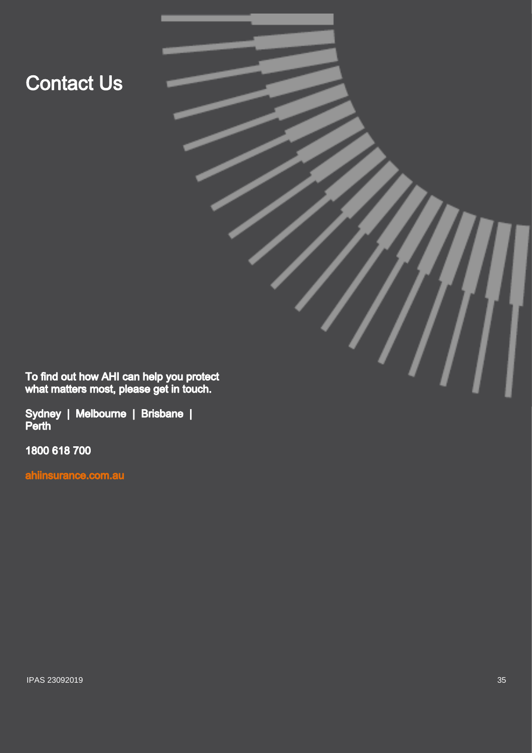# Contact Us

**To find out how AHI can help you protect what matters most, please get in touch.**

**Sydney | Melbourne | Brisbane | Perth**

**1800 618 700**

**ahiinsurance.com.au**

IPAS 23092019